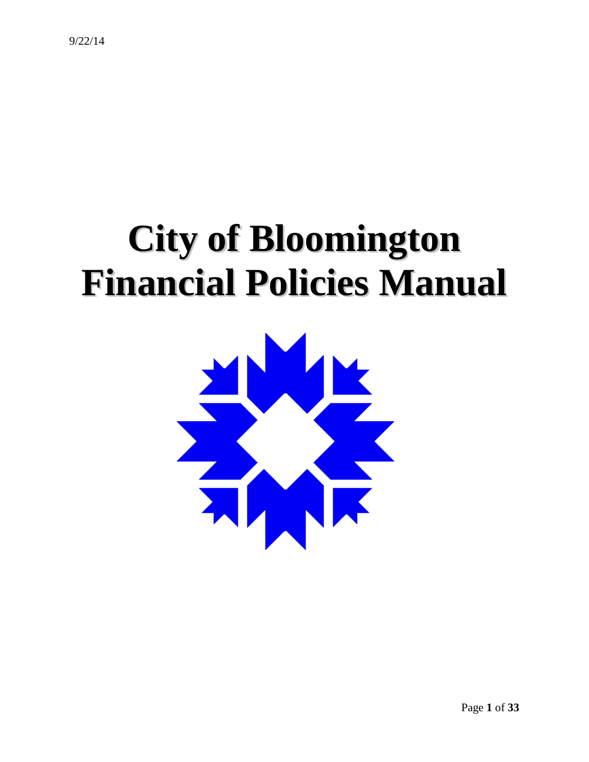9/22/14

# City of Bloomington Financial Policies Manual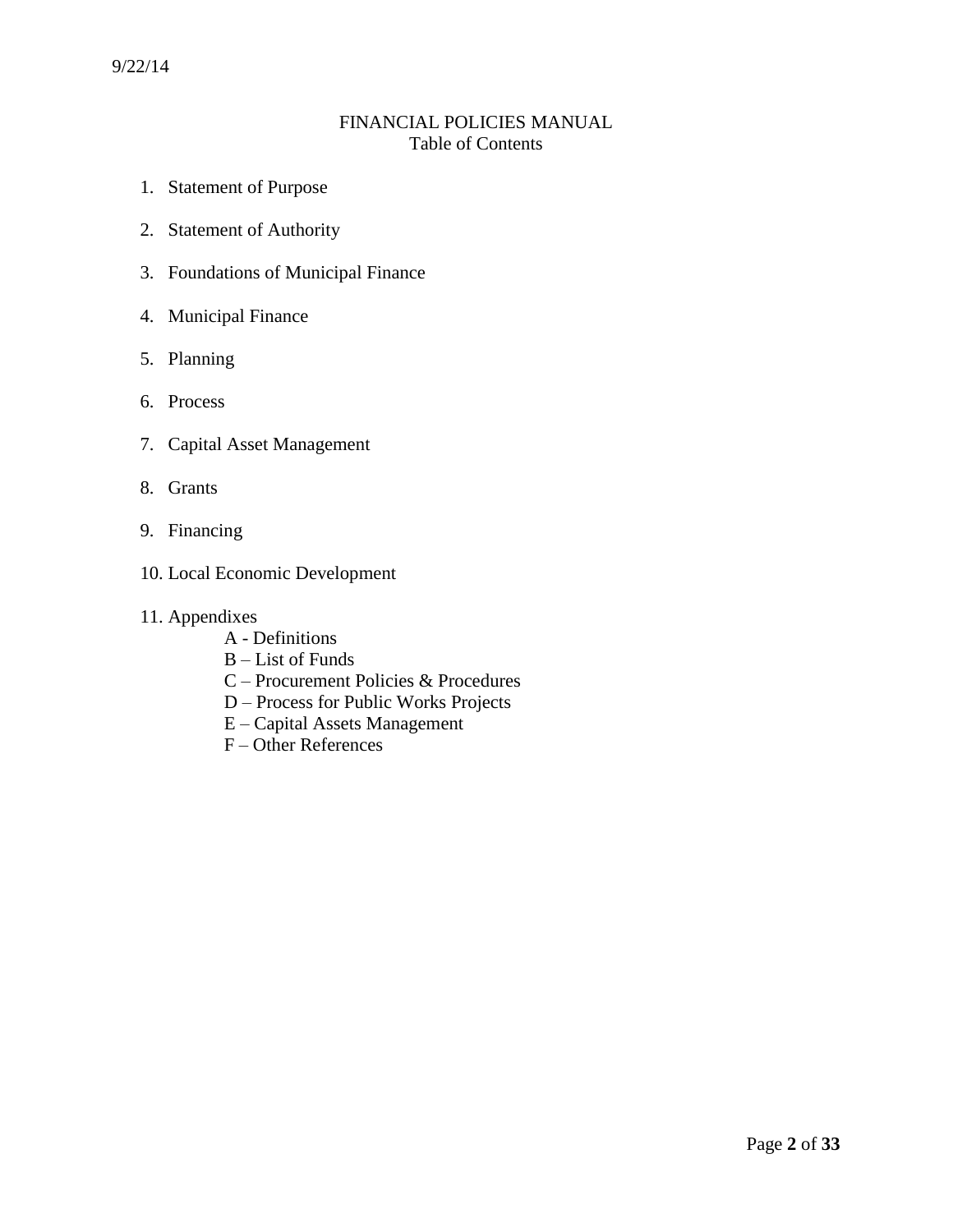# FINANCIAL POLICIES MANUAL

## Table of Contents

1. Statement of Purpose
2. Statement of Authority
3. Foundations of Municipal Finance
4. Municipal Finance
5. Planning
6. Process
7. Capital Asset Management
8. Grants
9. Financing
10. Local Economic Development
11. Appendixes
    - A - Definitions
    - B – List of Funds
    - C – Procurement Policies & Procedures
    - D – Process for Public Works Projects
    - E – Capital Assets Management
    - F – Other References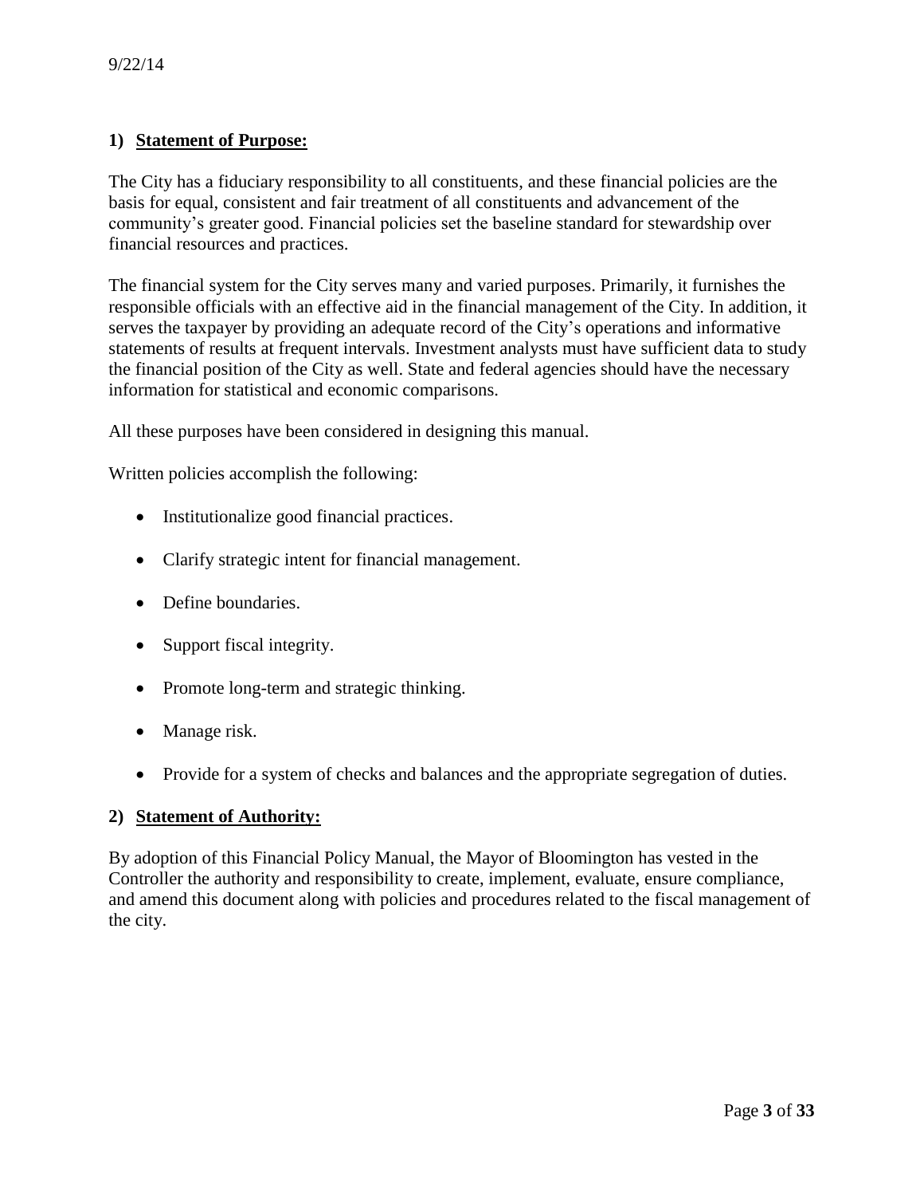## 1) Statement of Purpose:

The City has a fiduciary responsibility to all constituents, and these financial policies are the basis for equal, consistent and fair treatment of all constituents and advancement of the community's greater good. Financial policies set the baseline standard for stewardship over financial resources and practices.

The financial system for the City serves many and varied purposes. Primarily, it furnishes the responsible officials with an effective aid in the financial management of the City. In addition, it serves the taxpayer by providing an adequate record of the City's operations and informative statements of results at frequent intervals. Investment analysts must have sufficient data to study the financial position of the City as well. State and federal agencies should have the necessary information for statistical and economic comparisons.

All these purposes have been considered in designing this manual.

Written policies accomplish the following:

- Institutionalize good financial practices.
- Clarify strategic intent for financial management.
- Define boundaries.
- Support fiscal integrity.
- Promote long-term and strategic thinking.
- Manage risk.
- Provide for a system of checks and balances and the appropriate segregation of duties.

## 2) Statement of Authority:

By adoption of this Financial Policy Manual, the Mayor of Bloomington has vested in the Controller the authority and responsibility to create, implement, evaluate, ensure compliance, and amend this document along with policies and procedures related to the fiscal management of the city.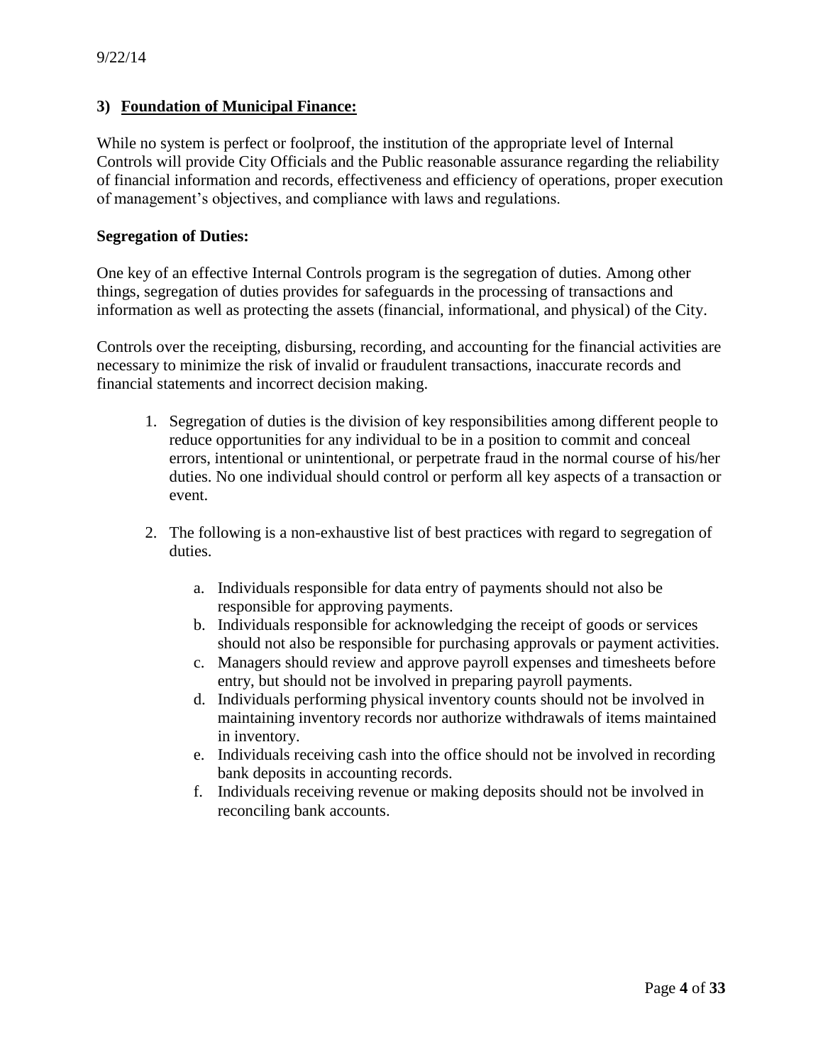### 3) **Foundation of Municipal Finance:**

While no system is perfect or foolproof, the institution of the appropriate level of Internal Controls will provide City Officials and the Public reasonable assurance regarding the reliability of financial information and records, effectiveness and efficiency of operations, proper execution of management's objectives, and compliance with laws and regulations.

**Segregation of Duties:**

One key of an effective Internal Controls program is the segregation of duties. Among other things, segregation of duties provides for safeguards in the processing of transactions and information as well as protecting the assets (financial, informational, and physical) of the City.

Controls over the receipting, disbursing, recording, and accounting for the financial activities are necessary to minimize the risk of invalid or fraudulent transactions, inaccurate records and financial statements and incorrect decision making.

1. Segregation of duties is the division of key responsibilities among different people to reduce opportunities for any individual to be in a position to commit and conceal errors, intentional or unintentional, or perpetrate fraud in the normal course of his/her duties. No one individual should control or perform all key aspects of a transaction or event.

2. The following is a non-exhaustive list of best practices with regard to segregation of duties.

   a. Individuals responsible for data entry of payments should not also be responsible for approving payments.
   b. Individuals responsible for acknowledging the receipt of goods or services should not also be responsible for purchasing approvals or payment activities.
   c. Managers should review and approve payroll expenses and timesheets before entry, but should not be involved in preparing payroll payments.
   d. Individuals performing physical inventory counts should not be involved in maintaining inventory records nor authorize withdrawals of items maintained in inventory.
   e. Individuals receiving cash into the office should not be involved in recording bank deposits in accounting records.
   f. Individuals receiving revenue or making deposits should not be involved in reconciling bank accounts.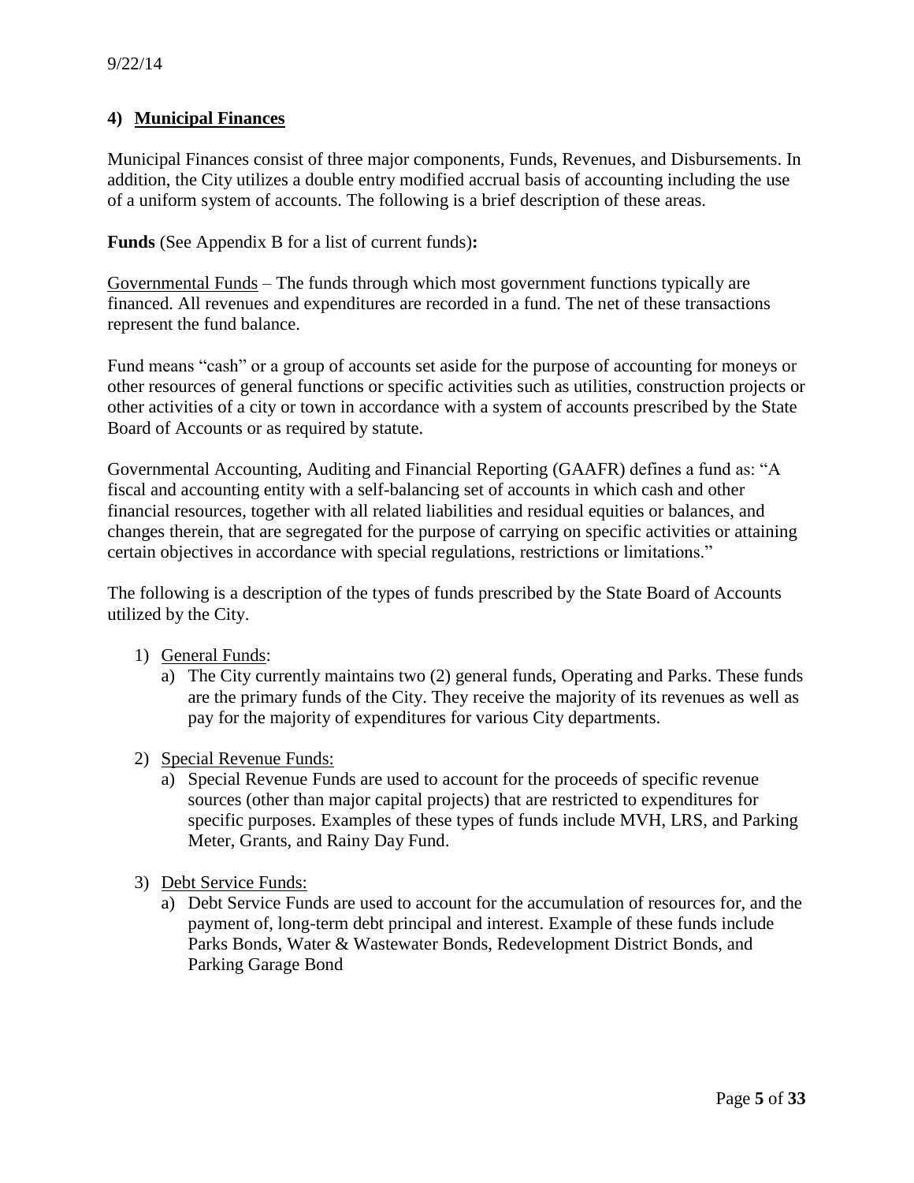## 4) Municipal Finances

Municipal Finances consist of three major components, Funds, Revenues, and Disbursements. In addition, the City utilizes a double entry modified accrual basis of accounting including the use of a uniform system of accounts. The following is a brief description of these areas.

**Funds** (See Appendix B for a list of current funds)**:**

Governmental Funds – The funds through which most government functions typically are financed. All revenues and expenditures are recorded in a fund. The net of these transactions represent the fund balance.

Fund means "cash" or a group of accounts set aside for the purpose of accounting for moneys or other resources of general functions or specific activities such as utilities, construction projects or other activities of a city or town in accordance with a system of accounts prescribed by the State Board of Accounts or as required by statute.

Governmental Accounting, Auditing and Financial Reporting (GAAFR) defines a fund as: "A fiscal and accounting entity with a self-balancing set of accounts in which cash and other financial resources, together with all related liabilities and residual equities or balances, and changes therein, that are segregated for the purpose of carrying on specific activities or attaining certain objectives in accordance with special regulations, restrictions or limitations."

The following is a description of the types of funds prescribed by the State Board of Accounts utilized by the City.

1) General Funds:
   a) The City currently maintains two (2) general funds, Operating and Parks. These funds are the primary funds of the City. They receive the majority of its revenues as well as pay for the majority of expenditures for various City departments.

2) Special Revenue Funds:
   a) Special Revenue Funds are used to account for the proceeds of specific revenue sources (other than major capital projects) that are restricted to expenditures for specific purposes. Examples of these types of funds include MVH, LRS, and Parking Meter, Grants, and Rainy Day Fund.

3) Debt Service Funds:
   a) Debt Service Funds are used to account for the accumulation of resources for, and the payment of, long-term debt principal and interest. Example of these funds include Parks Bonds, Water & Wastewater Bonds, Redevelopment District Bonds, and Parking Garage Bond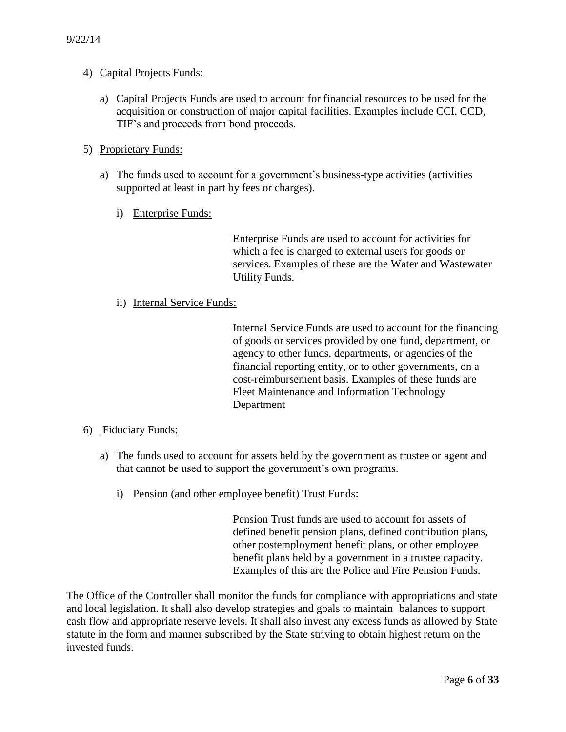4) Capital Projects Funds:

   a) Capital Projects Funds are used to account for financial resources to be used for the acquisition or construction of major capital facilities. Examples include CCI, CCD, TIF's and proceeds from bond proceeds.

5) Proprietary Funds:

   a) The funds used to account for a government's business-type activities (activities supported at least in part by fees or charges).

      i) Enterprise Funds:

         Enterprise Funds are used to account for activities for which a fee is charged to external users for goods or services. Examples of these are the Water and Wastewater Utility Funds.

      ii) Internal Service Funds:

         Internal Service Funds are used to account for the financing of goods or services provided by one fund, department, or agency to other funds, departments, or agencies of the financial reporting entity, or to other governments, on a cost-reimbursement basis. Examples of these funds are Fleet Maintenance and Information Technology Department

6) Fiduciary Funds:

   a) The funds used to account for assets held by the government as trustee or agent and that cannot be used to support the government's own programs.

      i) Pension (and other employee benefit) Trust Funds:

         Pension Trust funds are used to account for assets of defined benefit pension plans, defined contribution plans, other postemployment benefit plans, or other employee benefit plans held by a government in a trustee capacity. Examples of this are the Police and Fire Pension Funds.

The Office of the Controller shall monitor the funds for compliance with appropriations and state and local legislation. It shall also develop strategies and goals to maintain balances to support cash flow and appropriate reserve levels. It shall also invest any excess funds as allowed by State statute in the form and manner subscribed by the State striving to obtain highest return on the invested funds.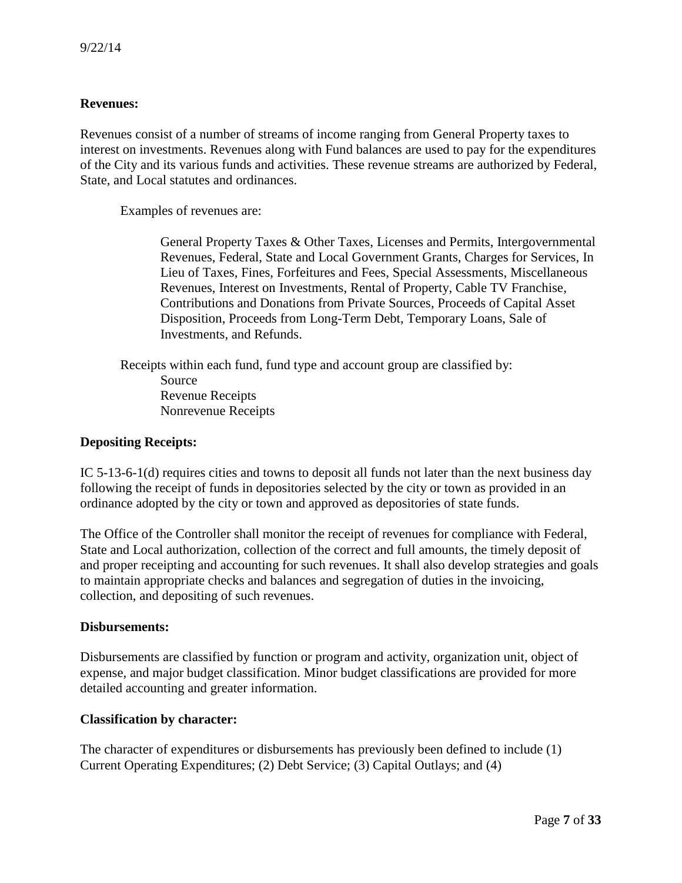**Revenues:**

Revenues consist of a number of streams of income ranging from General Property taxes to interest on investments. Revenues along with Fund balances are used to pay for the expenditures of the City and its various funds and activities. These revenue streams are authorized by Federal, State, and Local statutes and ordinances.

Examples of revenues are:

General Property Taxes & Other Taxes, Licenses and Permits, Intergovernmental Revenues, Federal, State and Local Government Grants, Charges for Services, In Lieu of Taxes, Fines, Forfeitures and Fees, Special Assessments, Miscellaneous Revenues, Interest on Investments, Rental of Property, Cable TV Franchise, Contributions and Donations from Private Sources, Proceeds of Capital Asset Disposition, Proceeds from Long-Term Debt, Temporary Loans, Sale of Investments, and Refunds.

Receipts within each fund, fund type and account group are classified by:

- Source
- Revenue Receipts
- Nonrevenue Receipts

**Depositing Receipts:**

IC 5-13-6-1(d) requires cities and towns to deposit all funds not later than the next business day following the receipt of funds in depositories selected by the city or town as provided in an ordinance adopted by the city or town and approved as depositories of state funds.

The Office of the Controller shall monitor the receipt of revenues for compliance with Federal, State and Local authorization, collection of the correct and full amounts, the timely deposit of and proper receipting and accounting for such revenues. It shall also develop strategies and goals to maintain appropriate checks and balances and segregation of duties in the invoicing, collection, and depositing of such revenues.

**Disbursements:**

Disbursements are classified by function or program and activity, organization unit, object of expense, and major budget classification. Minor budget classifications are provided for more detailed accounting and greater information.

**Classification by character:**

The character of expenditures or disbursements has previously been defined to include (1) Current Operating Expenditures; (2) Debt Service; (3) Capital Outlays; and (4)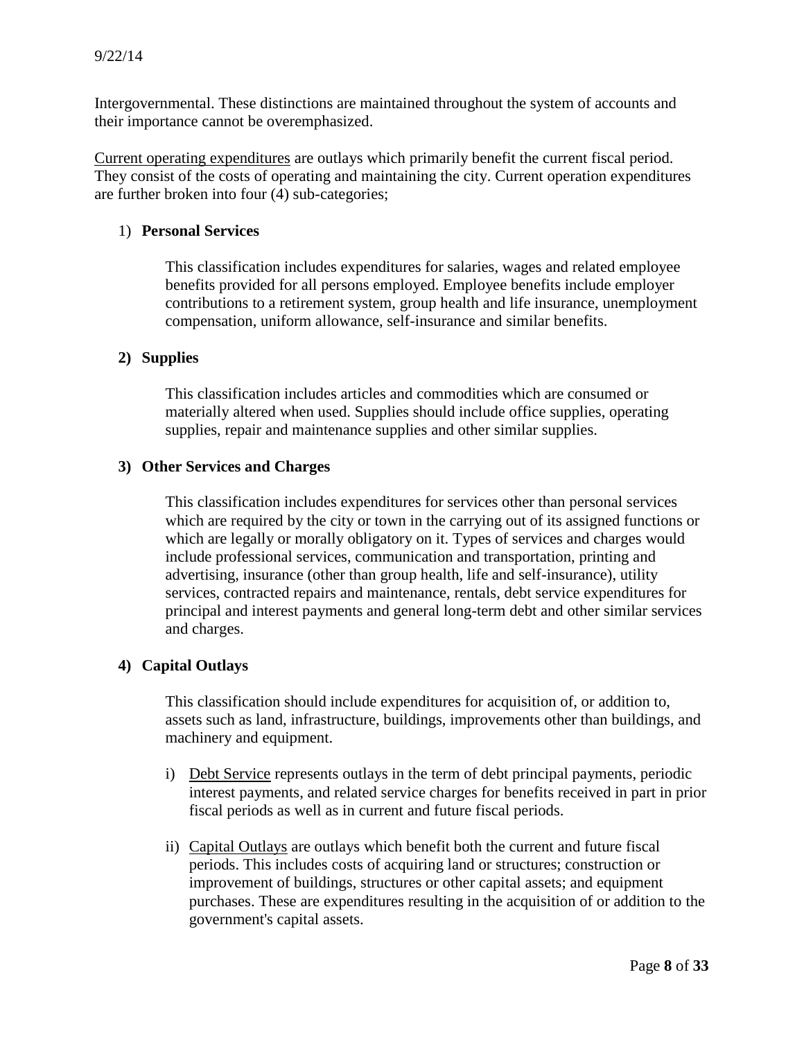Intergovernmental. These distinctions are maintained throughout the system of accounts and their importance cannot be overemphasized.

Current operating expenditures are outlays which primarily benefit the current fiscal period. They consist of the costs of operating and maintaining the city. Current operation expenditures are further broken into four (4) sub-categories;

1) **Personal Services**

   This classification includes expenditures for salaries, wages and related employee benefits provided for all persons employed. Employee benefits include employer contributions to a retirement system, group health and life insurance, unemployment compensation, uniform allowance, self-insurance and similar benefits.

2) **Supplies**

   This classification includes articles and commodities which are consumed or materially altered when used. Supplies should include office supplies, operating supplies, repair and maintenance supplies and other similar supplies.

3) **Other Services and Charges**

   This classification includes expenditures for services other than personal services which are required by the city or town in the carrying out of its assigned functions or which are legally or morally obligatory on it. Types of services and charges would include professional services, communication and transportation, printing and advertising, insurance (other than group health, life and self-insurance), utility services, contracted repairs and maintenance, rentals, debt service expenditures for principal and interest payments and general long-term debt and other similar services and charges.

4) **Capital Outlays**

   This classification should include expenditures for acquisition of, or addition to, assets such as land, infrastructure, buildings, improvements other than buildings, and machinery and equipment.

   i) Debt Service represents outlays in the term of debt principal payments, periodic interest payments, and related service charges for benefits received in part in prior fiscal periods as well as in current and future fiscal periods.

   ii) Capital Outlays are outlays which benefit both the current and future fiscal periods. This includes costs of acquiring land or structures; construction or improvement of buildings, structures or other capital assets; and equipment purchases. These are expenditures resulting in the acquisition of or addition to the government's capital assets.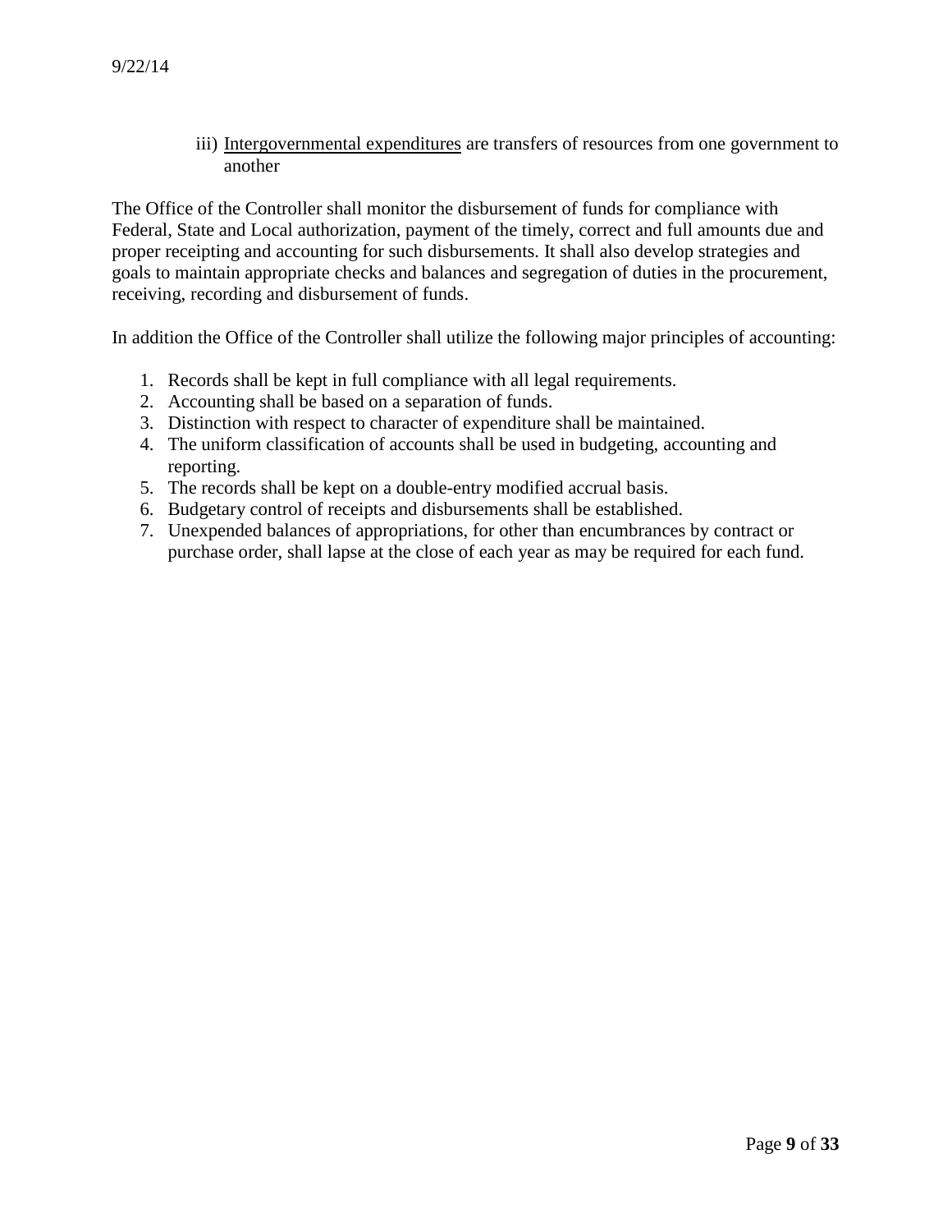iii) <u>Intergovernmental expenditures</u> are transfers of resources from one government to another

The Office of the Controller shall monitor the disbursement of funds for compliance with Federal, State and Local authorization, payment of the timely, correct and full amounts due and proper receipting and accounting for such disbursements. It shall also develop strategies and goals to maintain appropriate checks and balances and segregation of duties in the procurement, receiving, recording and disbursement of funds.

In addition the Office of the Controller shall utilize the following major principles of accounting:

1. Records shall be kept in full compliance with all legal requirements.
2. Accounting shall be based on a separation of funds.
3. Distinction with respect to character of expenditure shall be maintained.
4. The uniform classification of accounts shall be used in budgeting, accounting and reporting.
5. The records shall be kept on a double-entry modified accrual basis.
6. Budgetary control of receipts and disbursements shall be established.
7. Unexpended balances of appropriations, for other than encumbrances by contract or purchase order, shall lapse at the close of each year as may be required for each fund.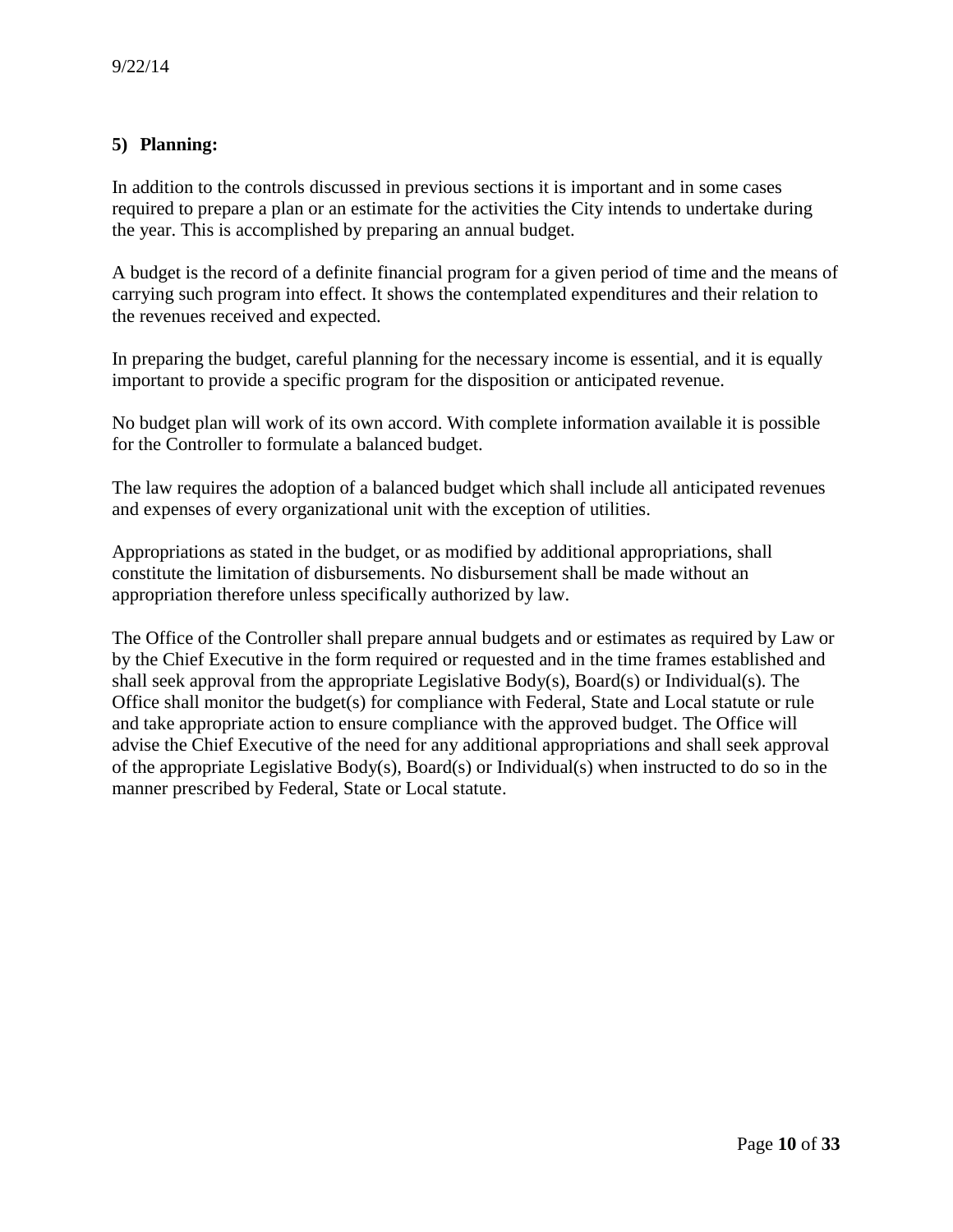**5) Planning:**

In addition to the controls discussed in previous sections it is important and in some cases required to prepare a plan or an estimate for the activities the City intends to undertake during the year. This is accomplished by preparing an annual budget.

A budget is the record of a definite financial program for a given period of time and the means of carrying such program into effect. It shows the contemplated expenditures and their relation to the revenues received and expected.

In preparing the budget, careful planning for the necessary income is essential, and it is equally important to provide a specific program for the disposition or anticipated revenue.

No budget plan will work of its own accord. With complete information available it is possible for the Controller to formulate a balanced budget.

The law requires the adoption of a balanced budget which shall include all anticipated revenues and expenses of every organizational unit with the exception of utilities.

Appropriations as stated in the budget, or as modified by additional appropriations, shall constitute the limitation of disbursements. No disbursement shall be made without an appropriation therefore unless specifically authorized by law.

The Office of the Controller shall prepare annual budgets and or estimates as required by Law or by the Chief Executive in the form required or requested and in the time frames established and shall seek approval from the appropriate Legislative Body(s), Board(s) or Individual(s). The Office shall monitor the budget(s) for compliance with Federal, State and Local statute or rule and take appropriate action to ensure compliance with the approved budget. The Office will advise the Chief Executive of the need for any additional appropriations and shall seek approval of the appropriate Legislative Body(s), Board(s) or Individual(s) when instructed to do so in the manner prescribed by Federal, State or Local statute.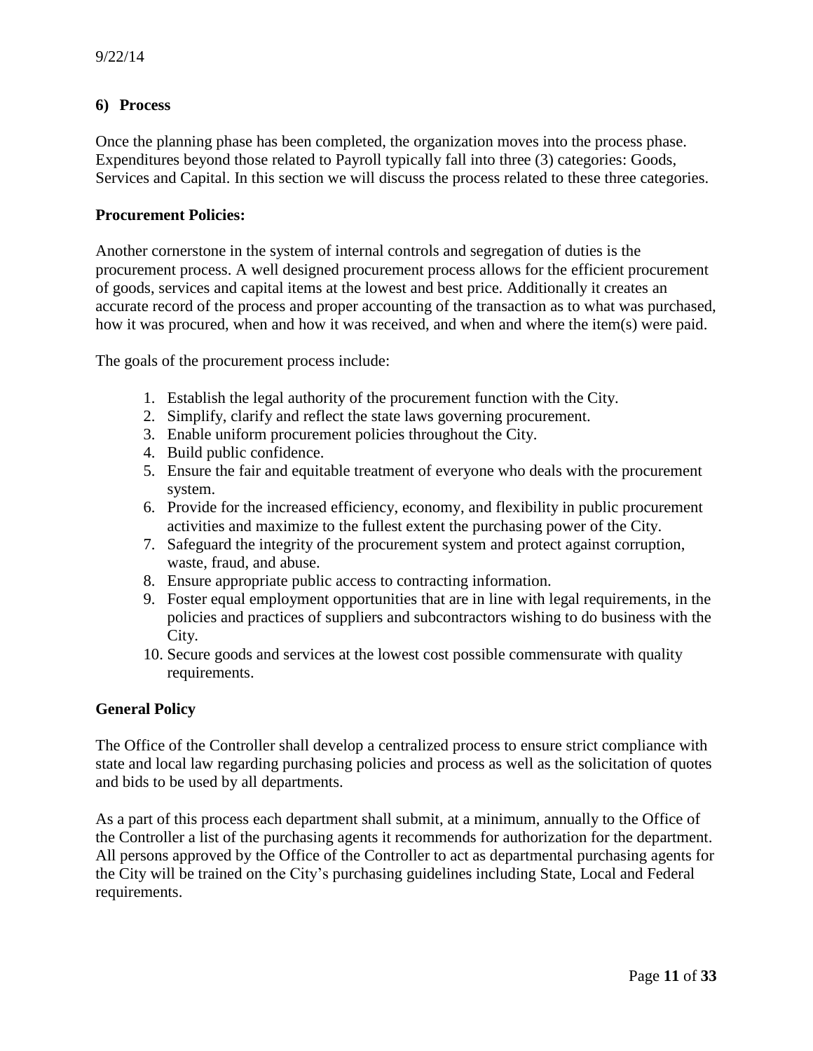## 6) Process

Once the planning phase has been completed, the organization moves into the process phase. Expenditures beyond those related to Payroll typically fall into three (3) categories: Goods, Services and Capital. In this section we will discuss the process related to these three categories.

### Procurement Policies:

Another cornerstone in the system of internal controls and segregation of duties is the procurement process. A well designed procurement process allows for the efficient procurement of goods, services and capital items at the lowest and best price. Additionally it creates an accurate record of the process and proper accounting of the transaction as to what was purchased, how it was procured, when and how it was received, and when and where the item(s) were paid.

The goals of the procurement process include:

1. Establish the legal authority of the procurement function with the City.
2. Simplify, clarify and reflect the state laws governing procurement.
3. Enable uniform procurement policies throughout the City.
4. Build public confidence.
5. Ensure the fair and equitable treatment of everyone who deals with the procurement system.
6. Provide for the increased efficiency, economy, and flexibility in public procurement activities and maximize to the fullest extent the purchasing power of the City.
7. Safeguard the integrity of the procurement system and protect against corruption, waste, fraud, and abuse.
8. Ensure appropriate public access to contracting information.
9. Foster equal employment opportunities that are in line with legal requirements, in the policies and practices of suppliers and subcontractors wishing to do business with the City.
10. Secure goods and services at the lowest cost possible commensurate with quality requirements.

### General Policy

The Office of the Controller shall develop a centralized process to ensure strict compliance with state and local law regarding purchasing policies and process as well as the solicitation of quotes and bids to be used by all departments.

As a part of this process each department shall submit, at a minimum, annually to the Office of the Controller a list of the purchasing agents it recommends for authorization for the department. All persons approved by the Office of the Controller to act as departmental purchasing agents for the City will be trained on the City's purchasing guidelines including State, Local and Federal requirements.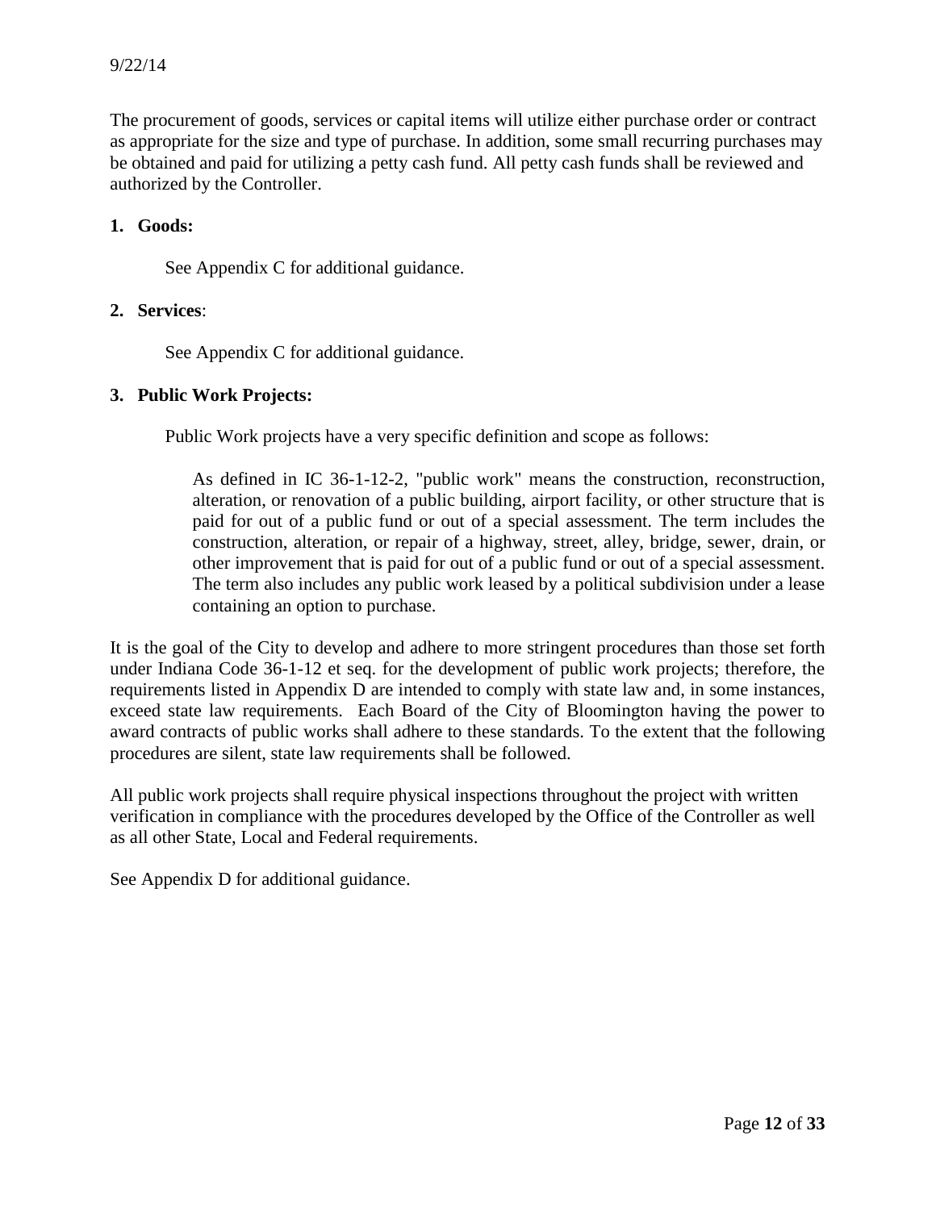9/22/14

The procurement of goods, services or capital items will utilize either purchase order or contract as appropriate for the size and type of purchase. In addition, some small recurring purchases may be obtained and paid for utilizing a petty cash fund. All petty cash funds shall be reviewed and authorized by the Controller.

**1. Goods:**

See Appendix C for additional guidance.

**2. Services**:

See Appendix C for additional guidance.

**3. Public Work Projects:**

Public Work projects have a very specific definition and scope as follows:

> As defined in IC 36-1-12-2, "public work" means the construction, reconstruction, alteration, or renovation of a public building, airport facility, or other structure that is paid for out of a public fund or out of a special assessment. The term includes the construction, alteration, or repair of a highway, street, alley, bridge, sewer, drain, or other improvement that is paid for out of a public fund or out of a special assessment. The term also includes any public work leased by a political subdivision under a lease containing an option to purchase.

It is the goal of the City to develop and adhere to more stringent procedures than those set forth under Indiana Code 36-1-12 et seq. for the development of public work projects; therefore, the requirements listed in Appendix D are intended to comply with state law and, in some instances, exceed state law requirements. Each Board of the City of Bloomington having the power to award contracts of public works shall adhere to these standards. To the extent that the following procedures are silent, state law requirements shall be followed.

All public work projects shall require physical inspections throughout the project with written verification in compliance with the procedures developed by the Office of the Controller as well as all other State, Local and Federal requirements.

See Appendix D for additional guidance.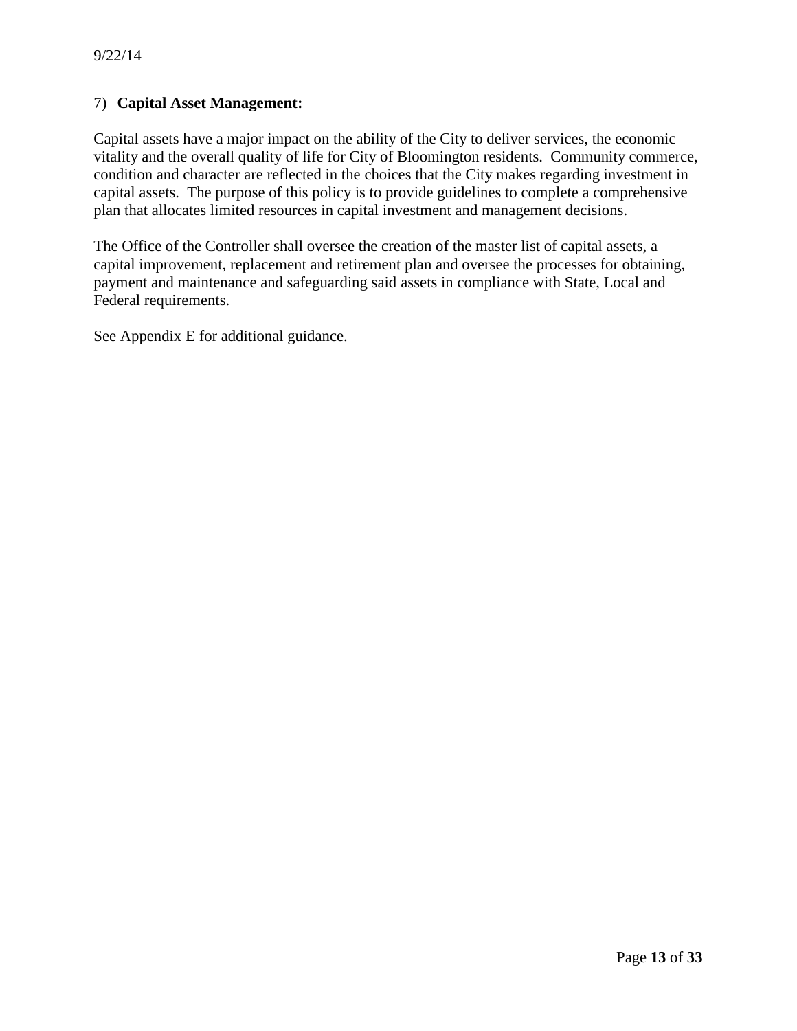## 7) **Capital Asset Management:**

Capital assets have a major impact on the ability of the City to deliver services, the economic vitality and the overall quality of life for City of Bloomington residents. Community commerce, condition and character are reflected in the choices that the City makes regarding investment in capital assets. The purpose of this policy is to provide guidelines to complete a comprehensive plan that allocates limited resources in capital investment and management decisions.

The Office of the Controller shall oversee the creation of the master list of capital assets, a capital improvement, replacement and retirement plan and oversee the processes for obtaining, payment and maintenance and safeguarding said assets in compliance with State, Local and Federal requirements.

See Appendix E for additional guidance.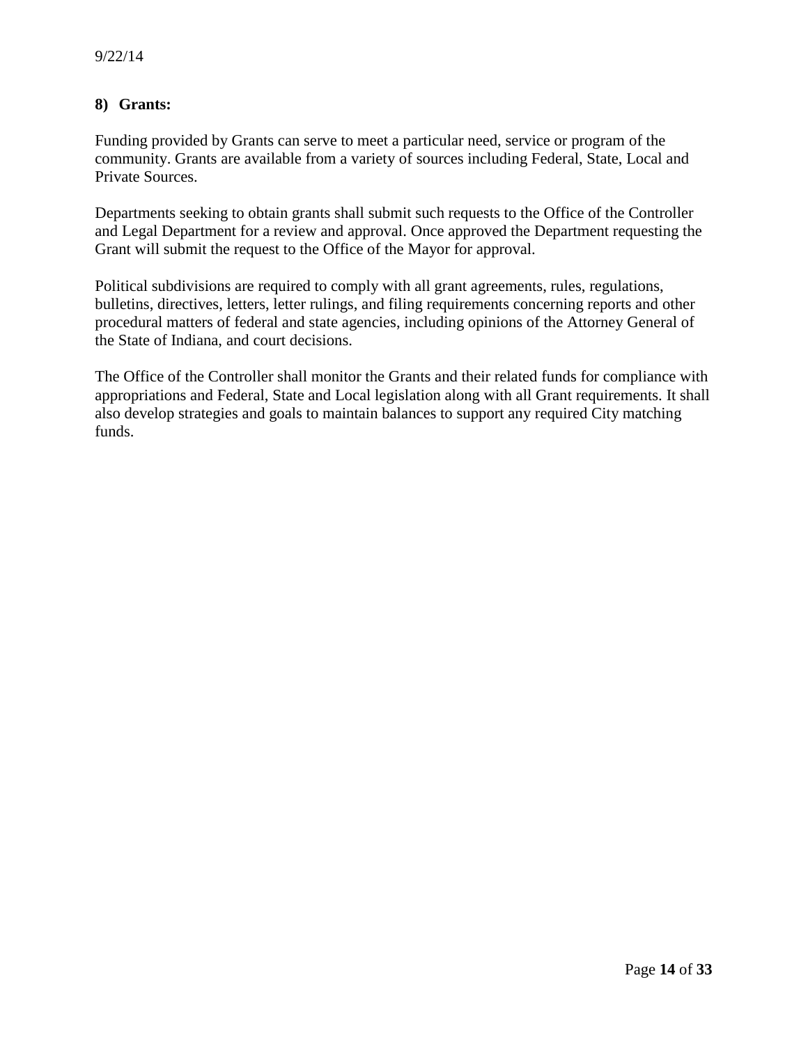## 8) Grants:

Funding provided by Grants can serve to meet a particular need, service or program of the community. Grants are available from a variety of sources including Federal, State, Local and Private Sources.

Departments seeking to obtain grants shall submit such requests to the Office of the Controller and Legal Department for a review and approval. Once approved the Department requesting the Grant will submit the request to the Office of the Mayor for approval.

Political subdivisions are required to comply with all grant agreements, rules, regulations, bulletins, directives, letters, letter rulings, and filing requirements concerning reports and other procedural matters of federal and state agencies, including opinions of the Attorney General of the State of Indiana, and court decisions.

The Office of the Controller shall monitor the Grants and their related funds for compliance with appropriations and Federal, State and Local legislation along with all Grant requirements. It shall also develop strategies and goals to maintain balances to support any required City matching funds.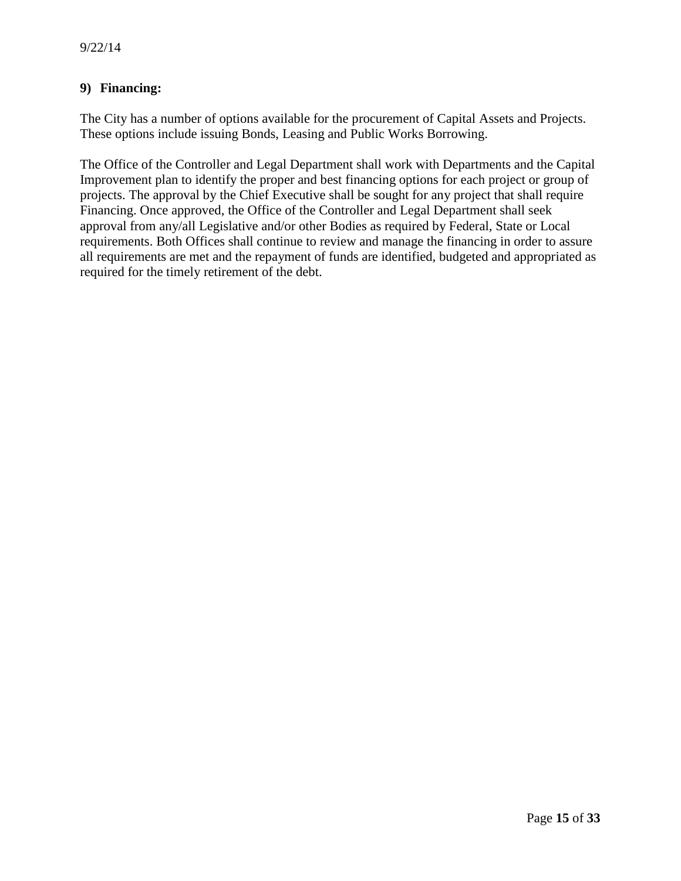## 9) Financing:

The City has a number of options available for the procurement of Capital Assets and Projects. These options include issuing Bonds, Leasing and Public Works Borrowing.

The Office of the Controller and Legal Department shall work with Departments and the Capital Improvement plan to identify the proper and best financing options for each project or group of projects. The approval by the Chief Executive shall be sought for any project that shall require Financing. Once approved, the Office of the Controller and Legal Department shall seek approval from any/all Legislative and/or other Bodies as required by Federal, State or Local requirements. Both Offices shall continue to review and manage the financing in order to assure all requirements are met and the repayment of funds are identified, budgeted and appropriated as required for the timely retirement of the debt.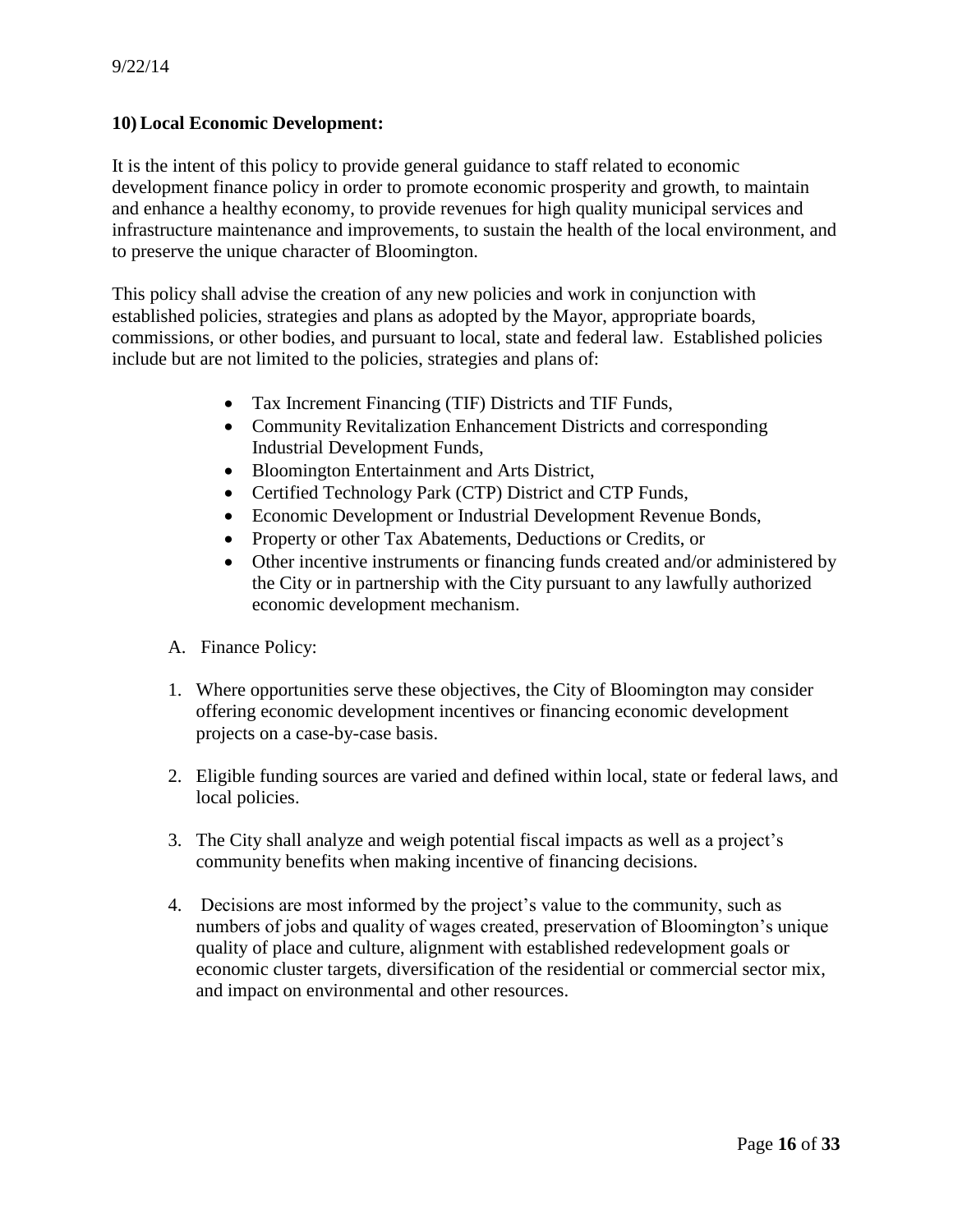9/22/14

## 10) Local Economic Development:

It is the intent of this policy to provide general guidance to staff related to economic development finance policy in order to promote economic prosperity and growth, to maintain and enhance a healthy economy, to provide revenues for high quality municipal services and infrastructure maintenance and improvements, to sustain the health of the local environment, and to preserve the unique character of Bloomington.

This policy shall advise the creation of any new policies and work in conjunction with established policies, strategies and plans as adopted by the Mayor, appropriate boards, commissions, or other bodies, and pursuant to local, state and federal law. Established policies include but are not limited to the policies, strategies and plans of:

- Tax Increment Financing (TIF) Districts and TIF Funds,
- Community Revitalization Enhancement Districts and corresponding Industrial Development Funds,
- Bloomington Entertainment and Arts District,
- Certified Technology Park (CTP) District and CTP Funds,
- Economic Development or Industrial Development Revenue Bonds,
- Property or other Tax Abatements, Deductions or Credits, or
- Other incentive instruments or financing funds created and/or administered by the City or in partnership with the City pursuant to any lawfully authorized economic development mechanism.

A. Finance Policy:

1. Where opportunities serve these objectives, the City of Bloomington may consider offering economic development incentives or financing economic development projects on a case-by-case basis.

2. Eligible funding sources are varied and defined within local, state or federal laws, and local policies.

3. The City shall analyze and weigh potential fiscal impacts as well as a project's community benefits when making incentive of financing decisions.

4. Decisions are most informed by the project's value to the community, such as numbers of jobs and quality of wages created, preservation of Bloomington's unique quality of place and culture, alignment with established redevelopment goals or economic cluster targets, diversification of the residential or commercial sector mix, and impact on environmental and other resources.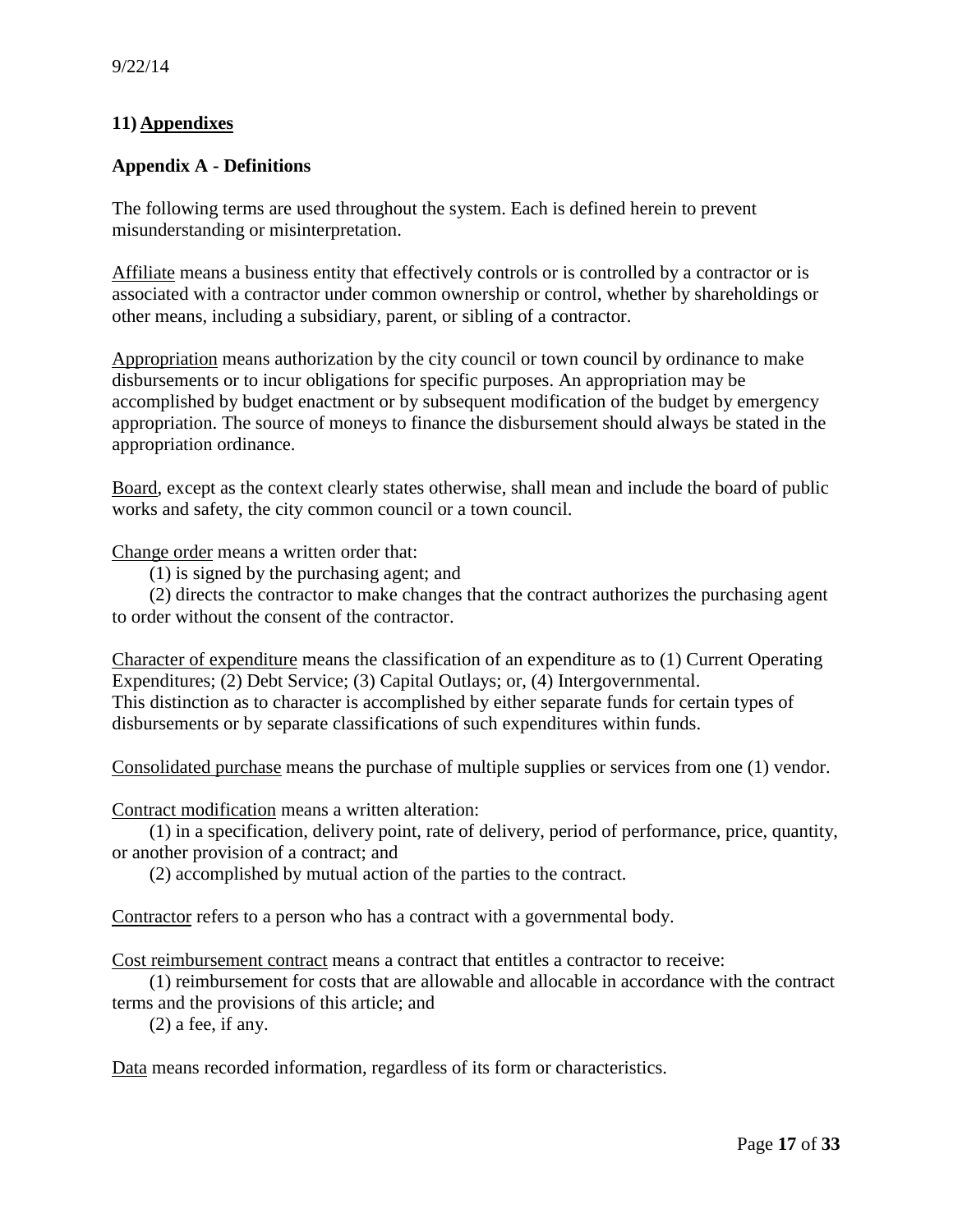9/22/14

## 11) Appendixes

### Appendix A - Definitions

The following terms are used throughout the system. Each is defined herein to prevent misunderstanding or misinterpretation.

Affiliate means a business entity that effectively controls or is controlled by a contractor or is associated with a contractor under common ownership or control, whether by shareholdings or other means, including a subsidiary, parent, or sibling of a contractor.

Appropriation means authorization by the city council or town council by ordinance to make disbursements or to incur obligations for specific purposes. An appropriation may be accomplished by budget enactment or by subsequent modification of the budget by emergency appropriation. The source of moneys to finance the disbursement should always be stated in the appropriation ordinance.

Board, except as the context clearly states otherwise, shall mean and include the board of public works and safety, the city common council or a town council.

Change order means a written order that:

(1) is signed by the purchasing agent; and

(2) directs the contractor to make changes that the contract authorizes the purchasing agent to order without the consent of the contractor.

Character of expenditure means the classification of an expenditure as to (1) Current Operating Expenditures; (2) Debt Service; (3) Capital Outlays; or, (4) Intergovernmental. This distinction as to character is accomplished by either separate funds for certain types of disbursements or by separate classifications of such expenditures within funds.

Consolidated purchase means the purchase of multiple supplies or services from one (1) vendor.

Contract modification means a written alteration:

(1) in a specification, delivery point, rate of delivery, period of performance, price, quantity, or another provision of a contract; and

(2) accomplished by mutual action of the parties to the contract.

Contractor refers to a person who has a contract with a governmental body.

Cost reimbursement contract means a contract that entitles a contractor to receive:

(1) reimbursement for costs that are allowable and allocable in accordance with the contract terms and the provisions of this article; and

(2) a fee, if any.

Data means recorded information, regardless of its form or characteristics.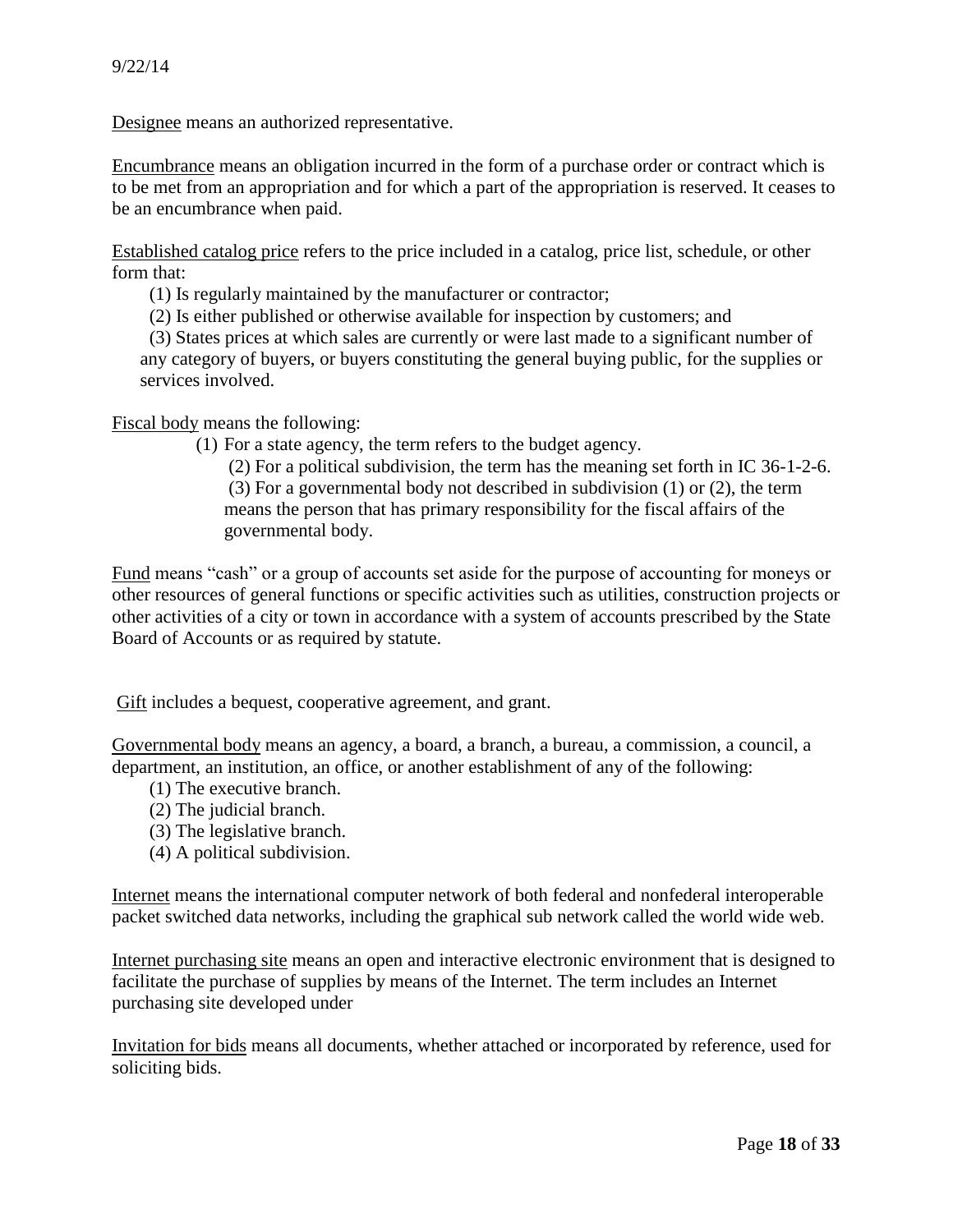9/22/14

Designee means an authorized representative.

Encumbrance means an obligation incurred in the form of a purchase order or contract which is to be met from an appropriation and for which a part of the appropriation is reserved. It ceases to be an encumbrance when paid.

Established catalog price refers to the price included in a catalog, price list, schedule, or other form that:

(1) Is regularly maintained by the manufacturer or contractor;

(2) Is either published or otherwise available for inspection by customers; and

(3) States prices at which sales are currently or were last made to a significant number of any category of buyers, or buyers constituting the general buying public, for the supplies or services involved.

Fiscal body means the following:

(1) For a state agency, the term refers to the budget agency.

(2) For a political subdivision, the term has the meaning set forth in IC 36-1-2-6.

(3) For a governmental body not described in subdivision (1) or (2), the term means the person that has primary responsibility for the fiscal affairs of the governmental body.

Fund means "cash" or a group of accounts set aside for the purpose of accounting for moneys or other resources of general functions or specific activities such as utilities, construction projects or other activities of a city or town in accordance with a system of accounts prescribed by the State Board of Accounts or as required by statute.

Gift includes a bequest, cooperative agreement, and grant.

Governmental body means an agency, a board, a branch, a bureau, a commission, a council, a department, an institution, an office, or another establishment of any of the following:

(1) The executive branch.

(2) The judicial branch.

(3) The legislative branch.

(4) A political subdivision.

Internet means the international computer network of both federal and nonfederal interoperable packet switched data networks, including the graphical sub network called the world wide web.

Internet purchasing site means an open and interactive electronic environment that is designed to facilitate the purchase of supplies by means of the Internet. The term includes an Internet purchasing site developed under

Invitation for bids means all documents, whether attached or incorporated by reference, used for soliciting bids.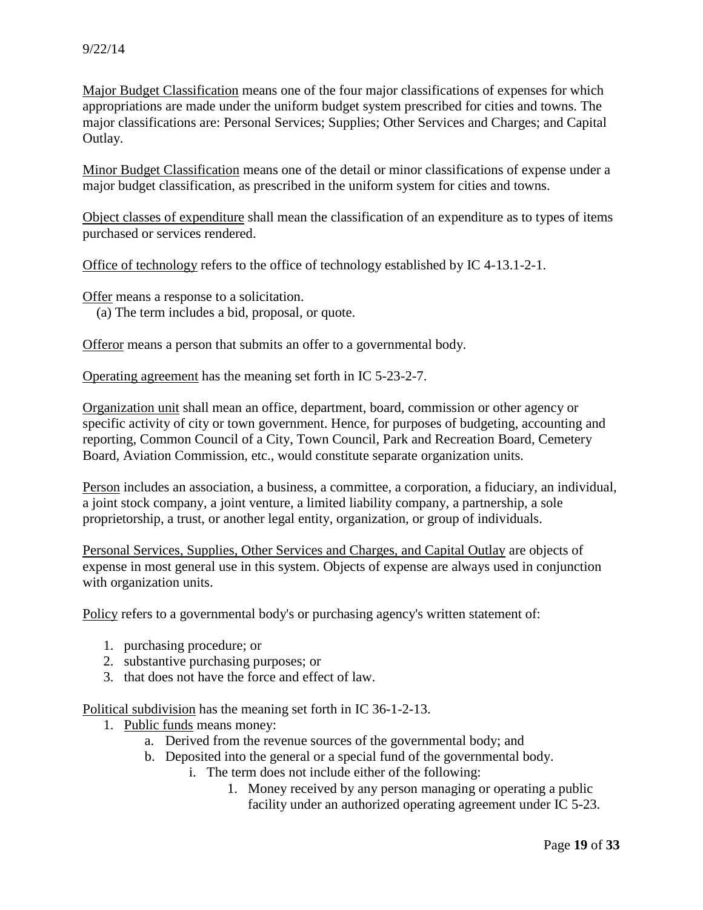Major Budget Classification means one of the four major classifications of expenses for which appropriations are made under the uniform budget system prescribed for cities and towns. The major classifications are: Personal Services; Supplies; Other Services and Charges; and Capital Outlay.

Minor Budget Classification means one of the detail or minor classifications of expense under a major budget classification, as prescribed in the uniform system for cities and towns.

Object classes of expenditure shall mean the classification of an expenditure as to types of items purchased or services rendered.

Office of technology refers to the office of technology established by IC 4-13.1-2-1.

Offer means a response to a solicitation.
  (a) The term includes a bid, proposal, or quote.

Offeror means a person that submits an offer to a governmental body.

Operating agreement has the meaning set forth in IC 5-23-2-7.

Organization unit shall mean an office, department, board, commission or other agency or specific activity of city or town government. Hence, for purposes of budgeting, accounting and reporting, Common Council of a City, Town Council, Park and Recreation Board, Cemetery Board, Aviation Commission, etc., would constitute separate organization units.

Person includes an association, a business, a committee, a corporation, a fiduciary, an individual, a joint stock company, a joint venture, a limited liability company, a partnership, a sole proprietorship, a trust, or another legal entity, organization, or group of individuals.

Personal Services, Supplies, Other Services and Charges, and Capital Outlay are objects of expense in most general use in this system. Objects of expense are always used in conjunction with organization units.

Policy refers to a governmental body's or purchasing agency's written statement of:

1. purchasing procedure; or
2. substantive purchasing purposes; or
3. that does not have the force and effect of law.

Political subdivision has the meaning set forth in IC 36-1-2-13.

1. Public funds means money:
   a. Derived from the revenue sources of the governmental body; and
   b. Deposited into the general or a special fund of the governmental body.
      i. The term does not include either of the following:
         1. Money received by any person managing or operating a public facility under an authorized operating agreement under IC 5-23.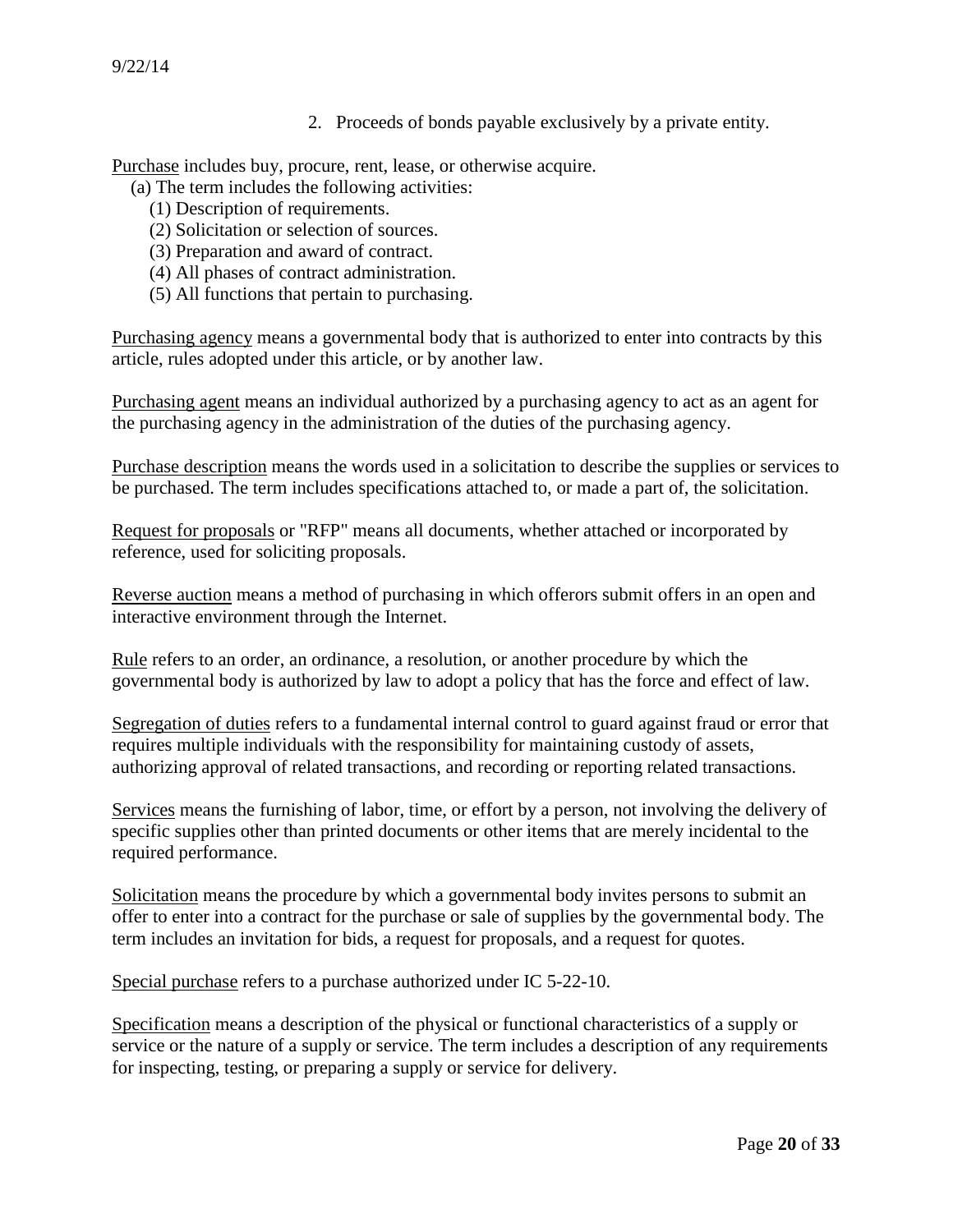2. Proceeds of bonds payable exclusively by a private entity.

<u>Purchase</u> includes buy, procure, rent, lease, or otherwise acquire.

(a) The term includes the following activities:

(1) Description of requirements.

(2) Solicitation or selection of sources.

(3) Preparation and award of contract.

(4) All phases of contract administration.

(5) All functions that pertain to purchasing.

<u>Purchasing agency</u> means a governmental body that is authorized to enter into contracts by this article, rules adopted under this article, or by another law.

<u>Purchasing agent</u> means an individual authorized by a purchasing agency to act as an agent for the purchasing agency in the administration of the duties of the purchasing agency.

<u>Purchase description</u> means the words used in a solicitation to describe the supplies or services to be purchased. The term includes specifications attached to, or made a part of, the solicitation.

<u>Request for proposals</u> or "RFP" means all documents, whether attached or incorporated by reference, used for soliciting proposals.

<u>Reverse auction</u> means a method of purchasing in which offerors submit offers in an open and interactive environment through the Internet.

<u>Rule</u> refers to an order, an ordinance, a resolution, or another procedure by which the governmental body is authorized by law to adopt a policy that has the force and effect of law.

<u>Segregation of duties</u> refers to a fundamental internal control to guard against fraud or error that requires multiple individuals with the responsibility for maintaining custody of assets, authorizing approval of related transactions, and recording or reporting related transactions.

<u>Services</u> means the furnishing of labor, time, or effort by a person, not involving the delivery of specific supplies other than printed documents or other items that are merely incidental to the required performance.

<u>Solicitation</u> means the procedure by which a governmental body invites persons to submit an offer to enter into a contract for the purchase or sale of supplies by the governmental body. The term includes an invitation for bids, a request for proposals, and a request for quotes.

<u>Special purchase</u> refers to a purchase authorized under IC 5-22-10.

<u>Specification</u> means a description of the physical or functional characteristics of a supply or service or the nature of a supply or service. The term includes a description of any requirements for inspecting, testing, or preparing a supply or service for delivery.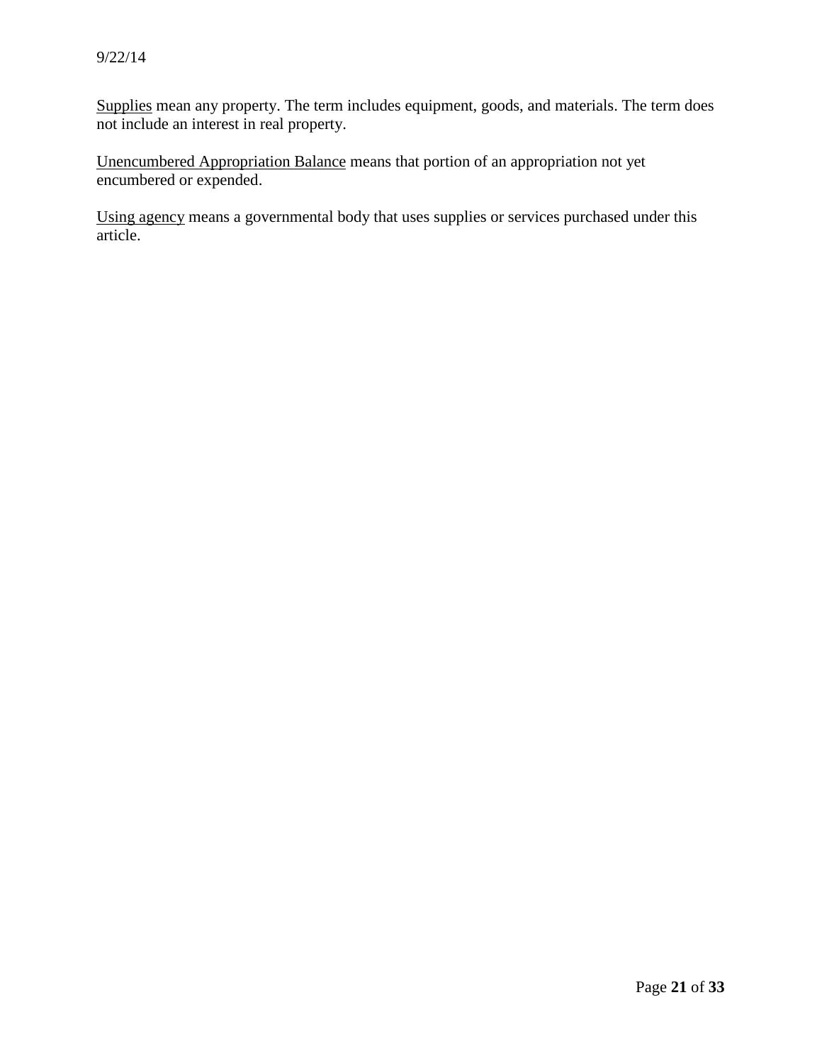<u>Supplies</u> mean any property. The term includes equipment, goods, and materials. The term does not include an interest in real property.

<u>Unencumbered Appropriation Balance</u> means that portion of an appropriation not yet encumbered or expended.

<u>Using agency</u> means a governmental body that uses supplies or services purchased under this article.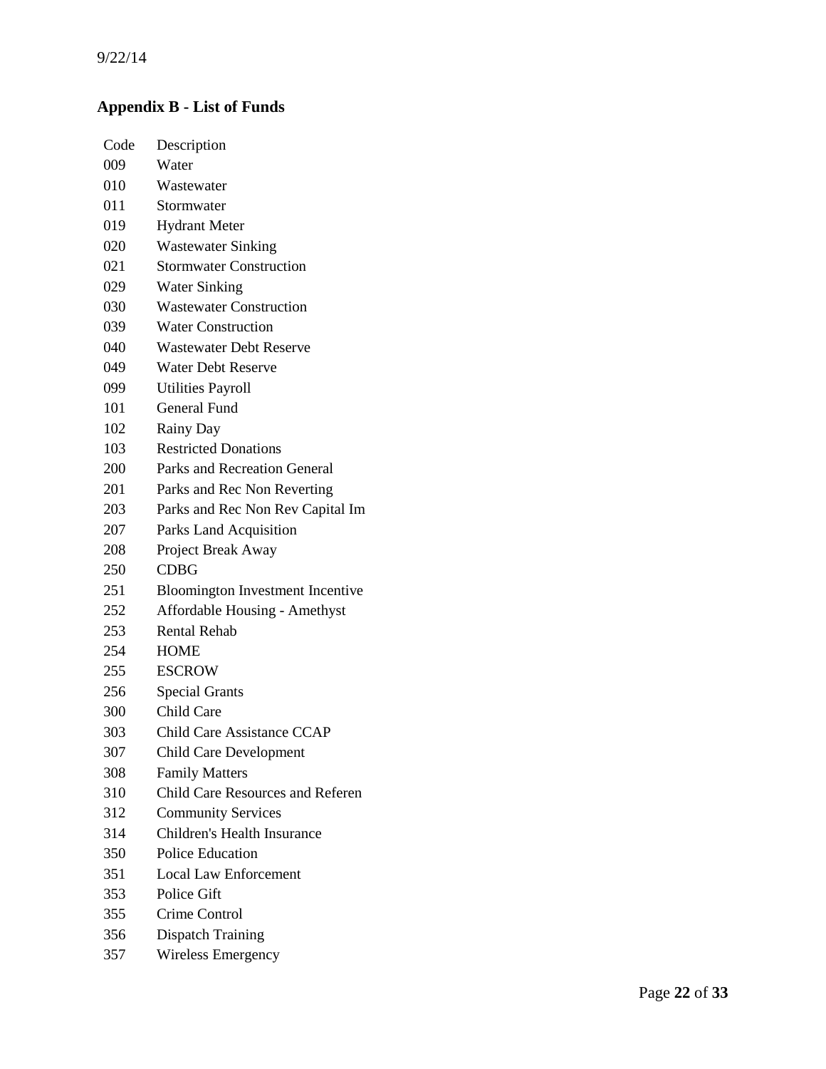## Appendix B - List of Funds

| Code | Description |
|---|---|
| 009 | Water |
| 010 | Wastewater |
| 011 | Stormwater |
| 019 | Hydrant Meter |
| 020 | Wastewater Sinking |
| 021 | Stormwater Construction |
| 029 | Water Sinking |
| 030 | Wastewater Construction |
| 039 | Water Construction |
| 040 | Wastewater Debt Reserve |
| 049 | Water Debt Reserve |
| 099 | Utilities Payroll |
| 101 | General Fund |
| 102 | Rainy Day |
| 103 | Restricted Donations |
| 200 | Parks and Recreation General |
| 201 | Parks and Rec Non Reverting |
| 203 | Parks and Rec Non Rev Capital Im |
| 207 | Parks Land Acquisition |
| 208 | Project Break Away |
| 250 | CDBG |
| 251 | Bloomington Investment Incentive |
| 252 | Affordable Housing - Amethyst |
| 253 | Rental Rehab |
| 254 | HOME |
| 255 | ESCROW |
| 256 | Special Grants |
| 300 | Child Care |
| 303 | Child Care Assistance CCAP |
| 307 | Child Care Development |
| 308 | Family Matters |
| 310 | Child Care Resources and Referen |
| 312 | Community Services |
| 314 | Children's Health Insurance |
| 350 | Police Education |
| 351 | Local Law Enforcement |
| 353 | Police Gift |
| 355 | Crime Control |
| 356 | Dispatch Training |
| 357 | Wireless Emergency |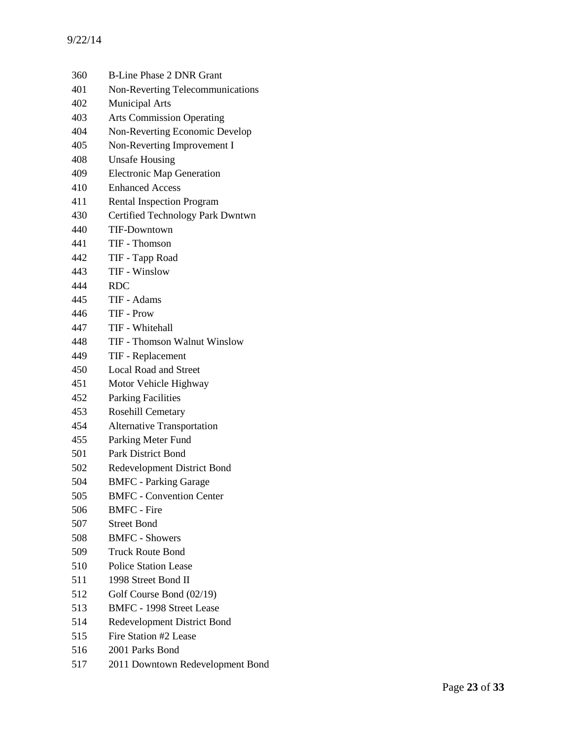| | |
|---|---|
| 360 | B-Line Phase 2 DNR Grant |
| 401 | Non-Reverting Telecommunications |
| 402 | Municipal Arts |
| 403 | Arts Commission Operating |
| 404 | Non-Reverting Economic Develop |
| 405 | Non-Reverting Improvement I |
| 408 | Unsafe Housing |
| 409 | Electronic Map Generation |
| 410 | Enhanced Access |
| 411 | Rental Inspection Program |
| 430 | Certified Technology Park Dwntwn |
| 440 | TIF-Downtown |
| 441 | TIF - Thomson |
| 442 | TIF - Tapp Road |
| 443 | TIF - Winslow |
| 444 | RDC |
| 445 | TIF - Adams |
| 446 | TIF - Prow |
| 447 | TIF - Whitehall |
| 448 | TIF - Thomson Walnut Winslow |
| 449 | TIF - Replacement |
| 450 | Local Road and Street |
| 451 | Motor Vehicle Highway |
| 452 | Parking Facilities |
| 453 | Rosehill Cemetary |
| 454 | Alternative Transportation |
| 455 | Parking Meter Fund |
| 501 | Park District Bond |
| 502 | Redevelopment District Bond |
| 504 | BMFC - Parking Garage |
| 505 | BMFC - Convention Center |
| 506 | BMFC - Fire |
| 507 | Street Bond |
| 508 | BMFC - Showers |
| 509 | Truck Route Bond |
| 510 | Police Station Lease |
| 511 | 1998 Street Bond II |
| 512 | Golf Course Bond (02/19) |
| 513 | BMFC - 1998 Street Lease |
| 514 | Redevelopment District Bond |
| 515 | Fire Station #2 Lease |
| 516 | 2001 Parks Bond |
| 517 | 2011 Downtown Redevelopment Bond |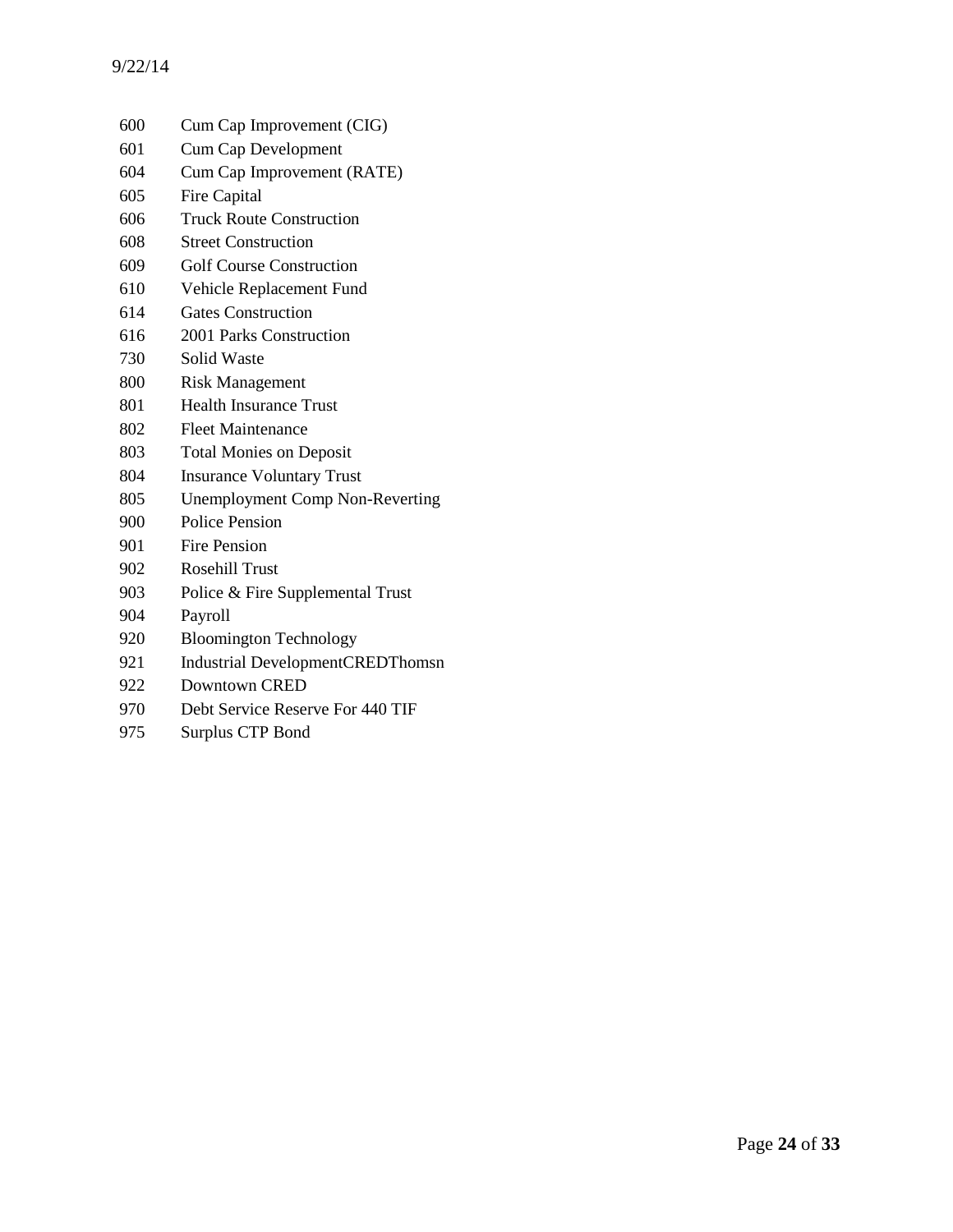| | |
|---|---|
| 600 | Cum Cap Improvement (CIG) |
| 601 | Cum Cap Development |
| 604 | Cum Cap Improvement (RATE) |
| 605 | Fire Capital |
| 606 | Truck Route Construction |
| 608 | Street Construction |
| 609 | Golf Course Construction |
| 610 | Vehicle Replacement Fund |
| 614 | Gates Construction |
| 616 | 2001 Parks Construction |
| 730 | Solid Waste |
| 800 | Risk Management |
| 801 | Health Insurance Trust |
| 802 | Fleet Maintenance |
| 803 | Total Monies on Deposit |
| 804 | Insurance Voluntary Trust |
| 805 | Unemployment Comp Non-Reverting |
| 900 | Police Pension |
| 901 | Fire Pension |
| 902 | Rosehill Trust |
| 903 | Police & Fire Supplemental Trust |
| 904 | Payroll |
| 920 | Bloomington Technology |
| 921 | Industrial DevelopmentCREDThomsn |
| 922 | Downtown CRED |
| 970 | Debt Service Reserve For 440 TIF |
| 975 | Surplus CTP Bond |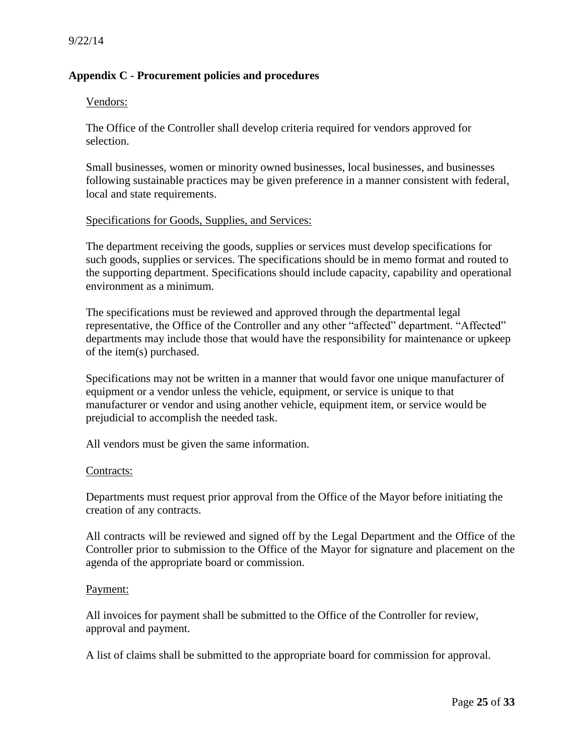9/22/14

## Appendix C - Procurement policies and procedures

Vendors:

The Office of the Controller shall develop criteria required for vendors approved for selection.

Small businesses, women or minority owned businesses, local businesses, and businesses following sustainable practices may be given preference in a manner consistent with federal, local and state requirements.

Specifications for Goods, Supplies, and Services:

The department receiving the goods, supplies or services must develop specifications for such goods, supplies or services. The specifications should be in memo format and routed to the supporting department. Specifications should include capacity, capability and operational environment as a minimum.

The specifications must be reviewed and approved through the departmental legal representative, the Office of the Controller and any other "affected" department. "Affected" departments may include those that would have the responsibility for maintenance or upkeep of the item(s) purchased.

Specifications may not be written in a manner that would favor one unique manufacturer of equipment or a vendor unless the vehicle, equipment, or service is unique to that manufacturer or vendor and using another vehicle, equipment item, or service would be prejudicial to accomplish the needed task.

All vendors must be given the same information.

Contracts:

Departments must request prior approval from the Office of the Mayor before initiating the creation of any contracts.

All contracts will be reviewed and signed off by the Legal Department and the Office of the Controller prior to submission to the Office of the Mayor for signature and placement on the agenda of the appropriate board or commission.

Payment:

All invoices for payment shall be submitted to the Office of the Controller for review, approval and payment.

A list of claims shall be submitted to the appropriate board for commission for approval.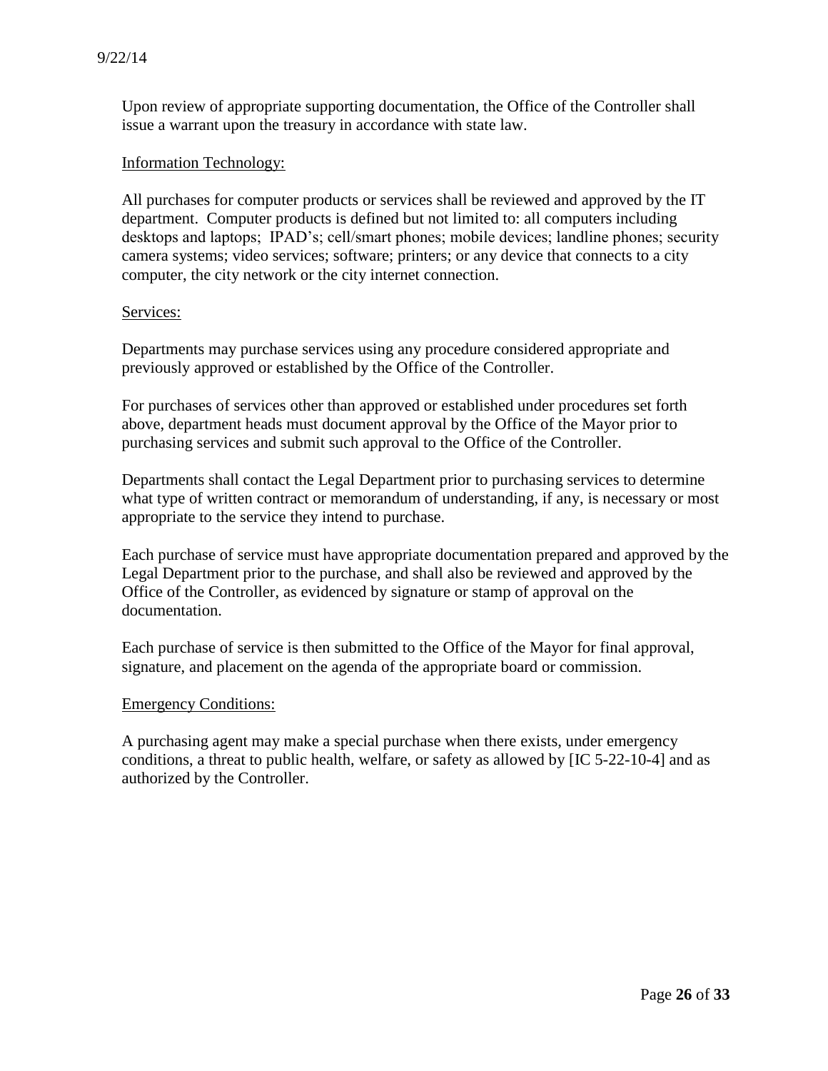Upon review of appropriate supporting documentation, the Office of the Controller shall issue a warrant upon the treasury in accordance with state law.

Information Technology:

All purchases for computer products or services shall be reviewed and approved by the IT department. Computer products is defined but not limited to: all computers including desktops and laptops; IPAD's; cell/smart phones; mobile devices; landline phones; security camera systems; video services; software; printers; or any device that connects to a city computer, the city network or the city internet connection.

Services:

Departments may purchase services using any procedure considered appropriate and previously approved or established by the Office of the Controller.

For purchases of services other than approved or established under procedures set forth above, department heads must document approval by the Office of the Mayor prior to purchasing services and submit such approval to the Office of the Controller.

Departments shall contact the Legal Department prior to purchasing services to determine what type of written contract or memorandum of understanding, if any, is necessary or most appropriate to the service they intend to purchase.

Each purchase of service must have appropriate documentation prepared and approved by the Legal Department prior to the purchase, and shall also be reviewed and approved by the Office of the Controller, as evidenced by signature or stamp of approval on the documentation.

Each purchase of service is then submitted to the Office of the Mayor for final approval, signature, and placement on the agenda of the appropriate board or commission.

Emergency Conditions:

A purchasing agent may make a special purchase when there exists, under emergency conditions, a threat to public health, welfare, or safety as allowed by [IC 5-22-10-4] and as authorized by the Controller.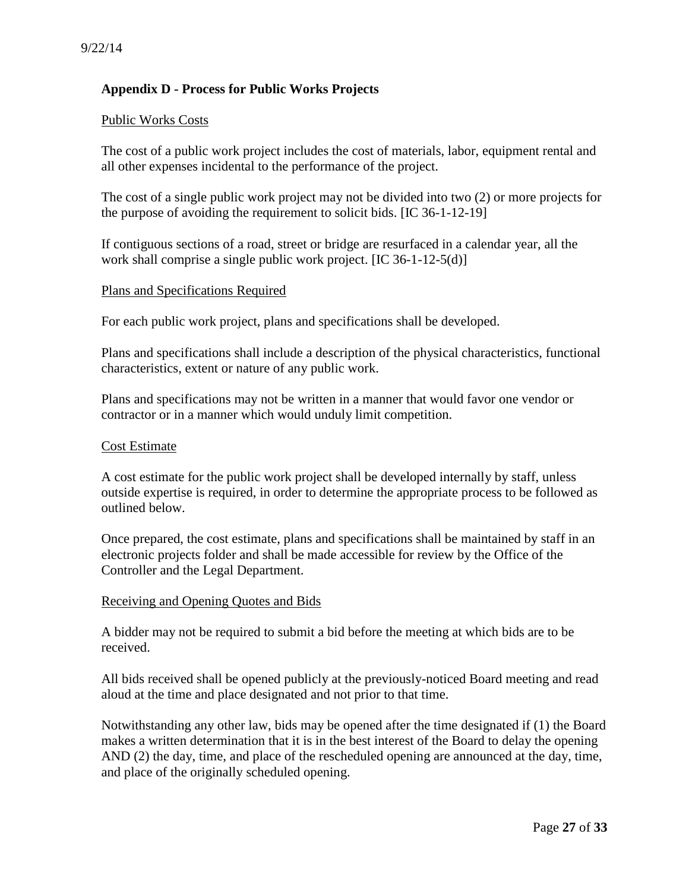## Appendix D - Process for Public Works Projects

### Public Works Costs

The cost of a public work project includes the cost of materials, labor, equipment rental and all other expenses incidental to the performance of the project.

The cost of a single public work project may not be divided into two (2) or more projects for the purpose of avoiding the requirement to solicit bids. [IC 36-1-12-19]

If contiguous sections of a road, street or bridge are resurfaced in a calendar year, all the work shall comprise a single public work project. [IC 36-1-12-5(d)]

### Plans and Specifications Required

For each public work project, plans and specifications shall be developed.

Plans and specifications shall include a description of the physical characteristics, functional characteristics, extent or nature of any public work.

Plans and specifications may not be written in a manner that would favor one vendor or contractor or in a manner which would unduly limit competition.

### Cost Estimate

A cost estimate for the public work project shall be developed internally by staff, unless outside expertise is required, in order to determine the appropriate process to be followed as outlined below.

Once prepared, the cost estimate, plans and specifications shall be maintained by staff in an electronic projects folder and shall be made accessible for review by the Office of the Controller and the Legal Department.

### Receiving and Opening Quotes and Bids

A bidder may not be required to submit a bid before the meeting at which bids are to be received.

All bids received shall be opened publicly at the previously-noticed Board meeting and read aloud at the time and place designated and not prior to that time.

Notwithstanding any other law, bids may be opened after the time designated if (1) the Board makes a written determination that it is in the best interest of the Board to delay the opening AND (2) the day, time, and place of the rescheduled opening are announced at the day, time, and place of the originally scheduled opening.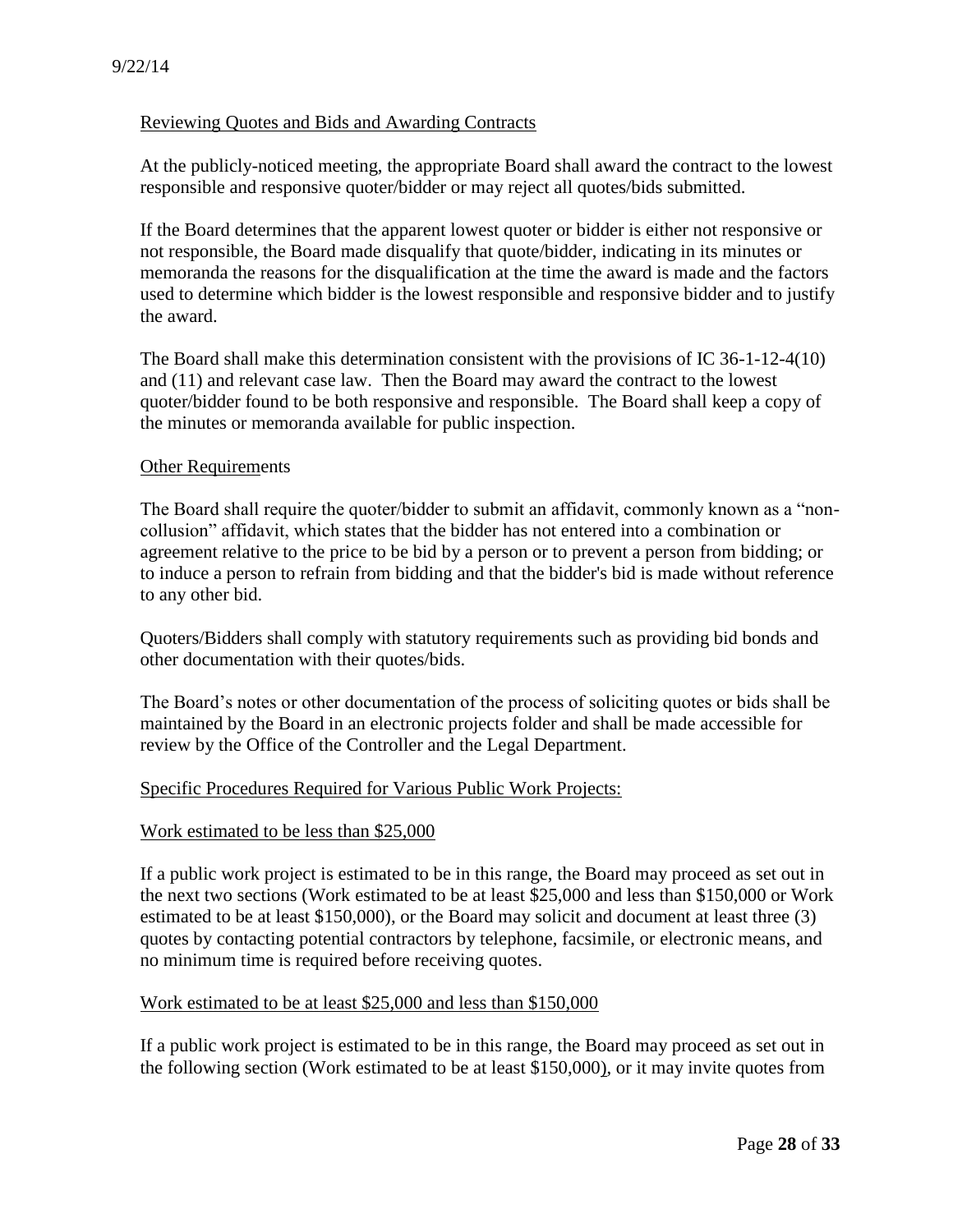## Reviewing Quotes and Bids and Awarding Contracts

At the publicly-noticed meeting, the appropriate Board shall award the contract to the lowest responsible and responsive quoter/bidder or may reject all quotes/bids submitted.

If the Board determines that the apparent lowest quoter or bidder is either not responsive or not responsible, the Board made disqualify that quote/bidder, indicating in its minutes or memoranda the reasons for the disqualification at the time the award is made and the factors used to determine which bidder is the lowest responsible and responsive bidder and to justify the award.

The Board shall make this determination consistent with the provisions of IC 36-1-12-4(10) and (11) and relevant case law. Then the Board may award the contract to the lowest quoter/bidder found to be both responsive and responsible. The Board shall keep a copy of the minutes or memoranda available for public inspection.

## Other Requirements

The Board shall require the quoter/bidder to submit an affidavit, commonly known as a "non-collusion" affidavit, which states that the bidder has not entered into a combination or agreement relative to the price to be bid by a person or to prevent a person from bidding; or to induce a person to refrain from bidding and that the bidder's bid is made without reference to any other bid.

Quoters/Bidders shall comply with statutory requirements such as providing bid bonds and other documentation with their quotes/bids.

The Board's notes or other documentation of the process of soliciting quotes or bids shall be maintained by the Board in an electronic projects folder and shall be made accessible for review by the Office of the Controller and the Legal Department.

## Specific Procedures Required for Various Public Work Projects:

### Work estimated to be less than $25,000

If a public work project is estimated to be in this range, the Board may proceed as set out in the next two sections (Work estimated to be at least $25,000 and less than $150,000 or Work estimated to be at least $150,000), or the Board may solicit and document at least three (3) quotes by contacting potential contractors by telephone, facsimile, or electronic means, and no minimum time is required before receiving quotes.

### Work estimated to be at least $25,000 and less than $150,000

If a public work project is estimated to be in this range, the Board may proceed as set out in the following section (Work estimated to be at least $150,000), or it may invite quotes from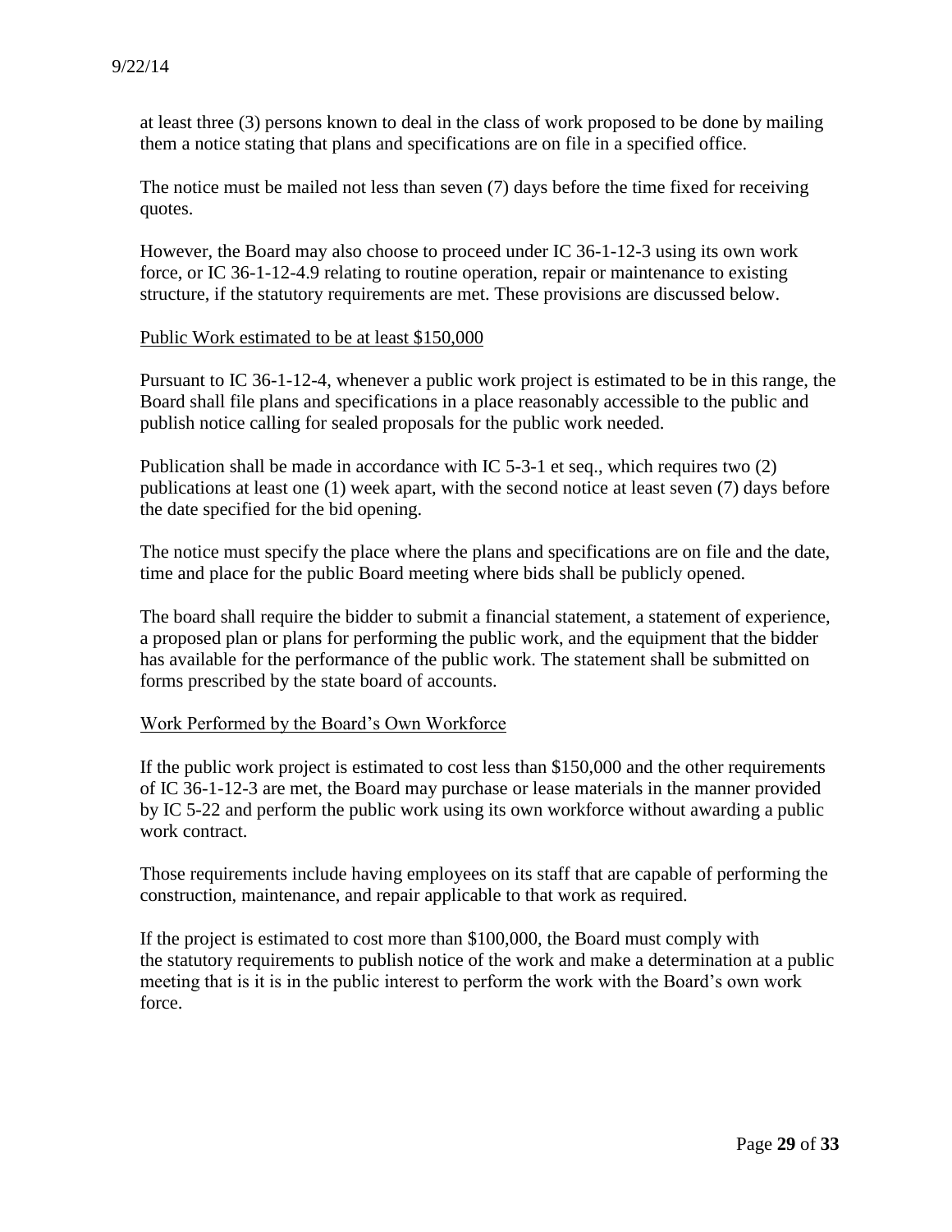at least three (3) persons known to deal in the class of work proposed to be done by mailing them a notice stating that plans and specifications are on file in a specified office.

The notice must be mailed not less than seven (7) days before the time fixed for receiving quotes.

However, the Board may also choose to proceed under IC 36-1-12-3 using its own work force, or IC 36-1-12-4.9 relating to routine operation, repair or maintenance to existing structure, if the statutory requirements are met. These provisions are discussed below.

<u>Public Work estimated to be at least $150,000</u>

Pursuant to IC 36-1-12-4, whenever a public work project is estimated to be in this range, the Board shall file plans and specifications in a place reasonably accessible to the public and publish notice calling for sealed proposals for the public work needed.

Publication shall be made in accordance with IC 5-3-1 et seq., which requires two (2) publications at least one (1) week apart, with the second notice at least seven (7) days before the date specified for the bid opening.

The notice must specify the place where the plans and specifications are on file and the date, time and place for the public Board meeting where bids shall be publicly opened.

The board shall require the bidder to submit a financial statement, a statement of experience, a proposed plan or plans for performing the public work, and the equipment that the bidder has available for the performance of the public work. The statement shall be submitted on forms prescribed by the state board of accounts.

<u>Work Performed by the Board's Own Workforce</u>

If the public work project is estimated to cost less than $150,000 and the other requirements of IC 36-1-12-3 are met, the Board may purchase or lease materials in the manner provided by IC 5-22 and perform the public work using its own workforce without awarding a public work contract.

Those requirements include having employees on its staff that are capable of performing the construction, maintenance, and repair applicable to that work as required.

If the project is estimated to cost more than $100,000, the Board must comply with the statutory requirements to publish notice of the work and make a determination at a public meeting that is it is in the public interest to perform the work with the Board's own work force.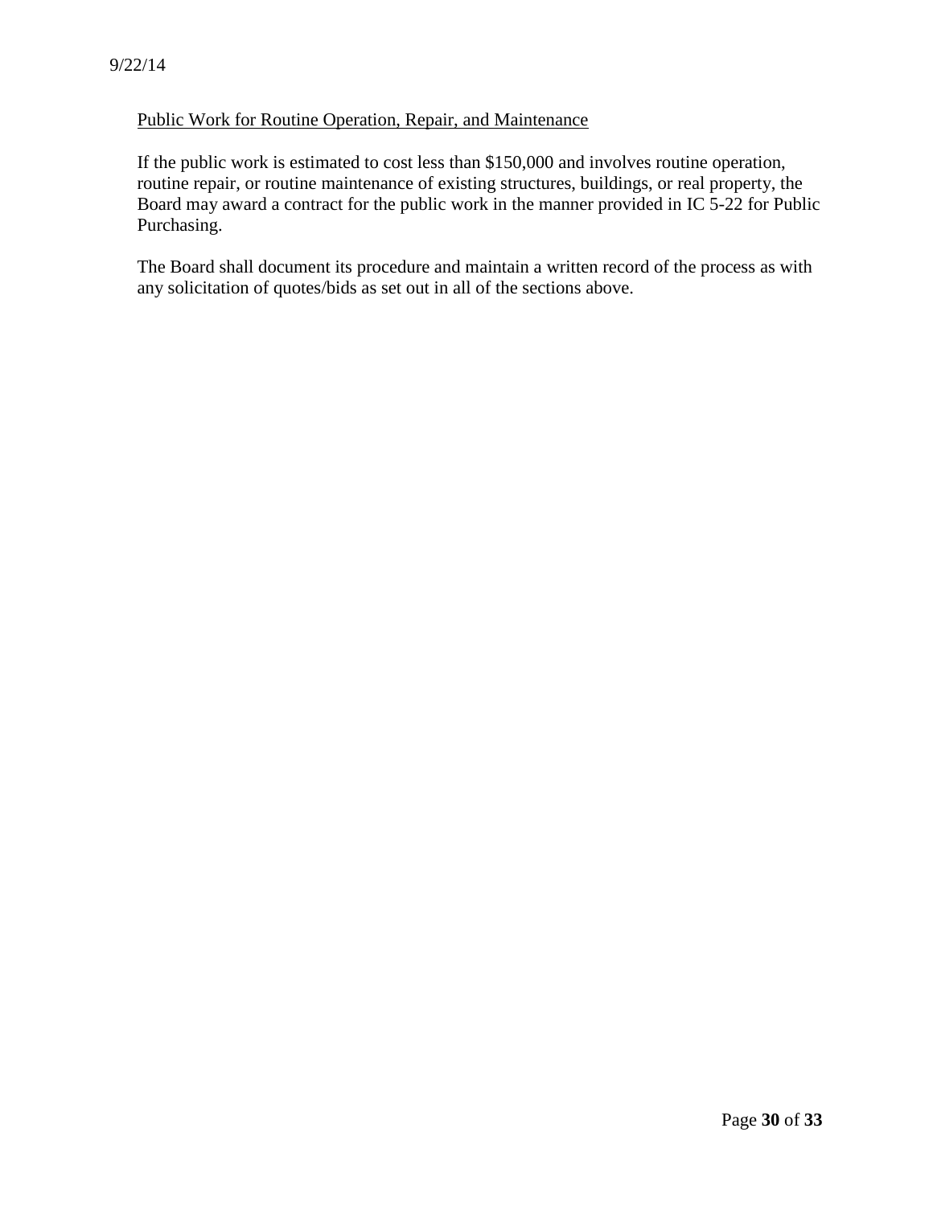Public Work for Routine Operation, Repair, and Maintenance

If the public work is estimated to cost less than $150,000 and involves routine operation, routine repair, or routine maintenance of existing structures, buildings, or real property, the Board may award a contract for the public work in the manner provided in IC 5-22 for Public Purchasing.

The Board shall document its procedure and maintain a written record of the process as with any solicitation of quotes/bids as set out in all of the sections above.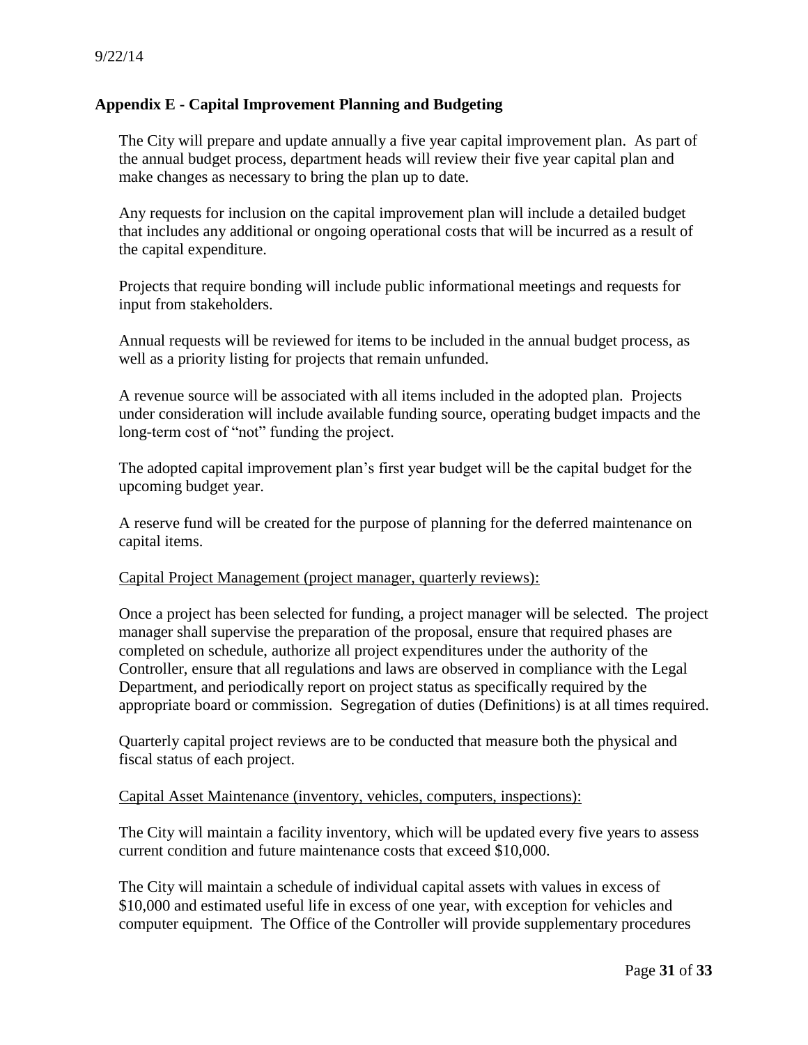## Appendix E - Capital Improvement Planning and Budgeting

The City will prepare and update annually a five year capital improvement plan. As part of the annual budget process, department heads will review their five year capital plan and make changes as necessary to bring the plan up to date.

Any requests for inclusion on the capital improvement plan will include a detailed budget that includes any additional or ongoing operational costs that will be incurred as a result of the capital expenditure.

Projects that require bonding will include public informational meetings and requests for input from stakeholders.

Annual requests will be reviewed for items to be included in the annual budget process, as well as a priority listing for projects that remain unfunded.

A revenue source will be associated with all items included in the adopted plan. Projects under consideration will include available funding source, operating budget impacts and the long-term cost of "not" funding the project.

The adopted capital improvement plan's first year budget will be the capital budget for the upcoming budget year.

A reserve fund will be created for the purpose of planning for the deferred maintenance on capital items.

<u>Capital Project Management (project manager, quarterly reviews):</u>

Once a project has been selected for funding, a project manager will be selected. The project manager shall supervise the preparation of the proposal, ensure that required phases are completed on schedule, authorize all project expenditures under the authority of the Controller, ensure that all regulations and laws are observed in compliance with the Legal Department, and periodically report on project status as specifically required by the appropriate board or commission. Segregation of duties (Definitions) is at all times required.

Quarterly capital project reviews are to be conducted that measure both the physical and fiscal status of each project.

<u>Capital Asset Maintenance (inventory, vehicles, computers, inspections):</u>

The City will maintain a facility inventory, which will be updated every five years to assess current condition and future maintenance costs that exceed $10,000.

The City will maintain a schedule of individual capital assets with values in excess of $10,000 and estimated useful life in excess of one year, with exception for vehicles and computer equipment. The Office of the Controller will provide supplementary procedures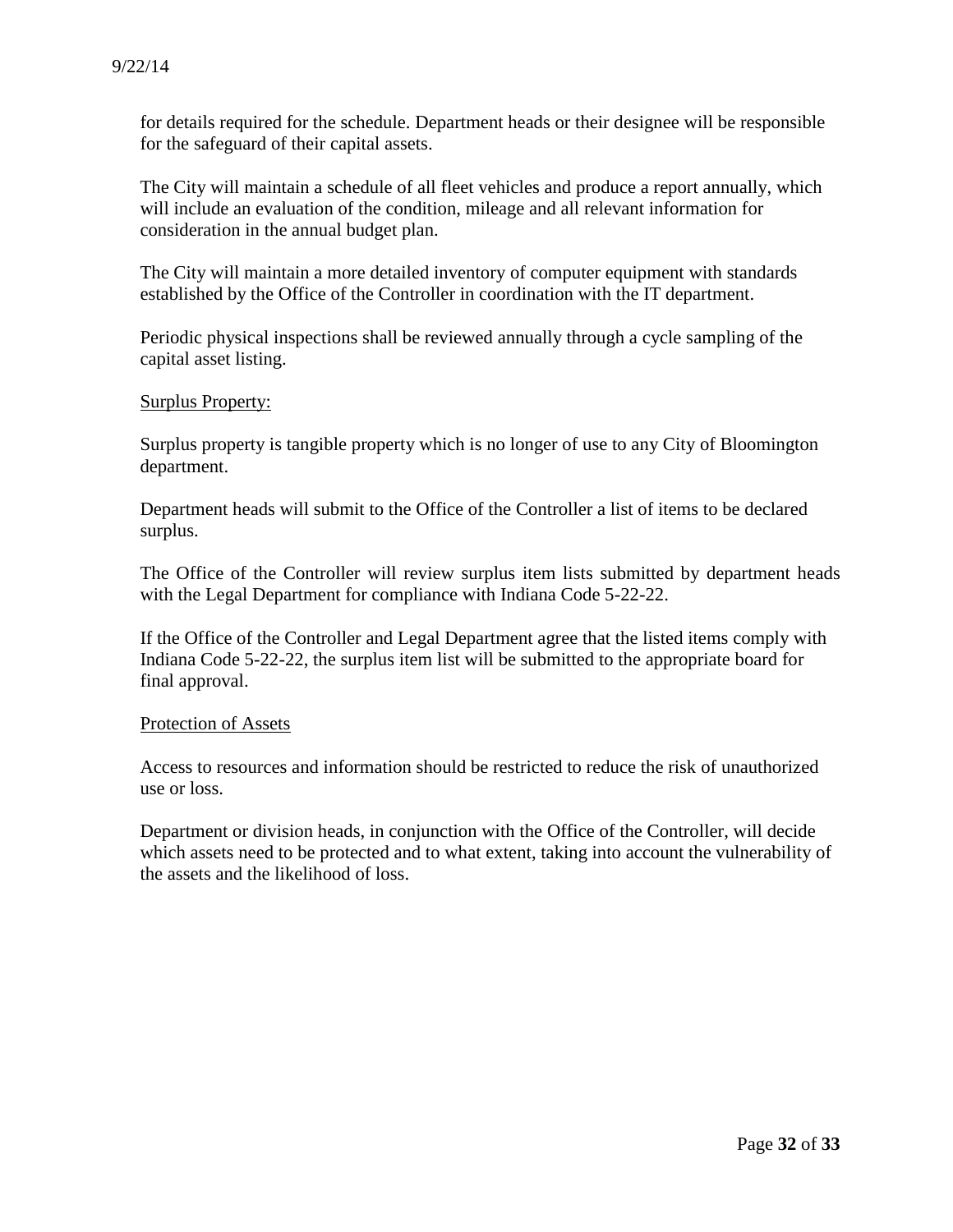for details required for the schedule. Department heads or their designee will be responsible for the safeguard of their capital assets.

The City will maintain a schedule of all fleet vehicles and produce a report annually, which will include an evaluation of the condition, mileage and all relevant information for consideration in the annual budget plan.

The City will maintain a more detailed inventory of computer equipment with standards established by the Office of the Controller in coordination with the IT department.

Periodic physical inspections shall be reviewed annually through a cycle sampling of the capital asset listing.

<u>Surplus Property:</u>

Surplus property is tangible property which is no longer of use to any City of Bloomington department.

Department heads will submit to the Office of the Controller a list of items to be declared surplus.

The Office of the Controller will review surplus item lists submitted by department heads with the Legal Department for compliance with Indiana Code 5-22-22.

If the Office of the Controller and Legal Department agree that the listed items comply with Indiana Code 5-22-22, the surplus item list will be submitted to the appropriate board for final approval.

<u>Protection of Assets</u>

Access to resources and information should be restricted to reduce the risk of unauthorized use or loss.

Department or division heads, in conjunction with the Office of the Controller, will decide which assets need to be protected and to what extent, taking into account the vulnerability of the assets and the likelihood of loss.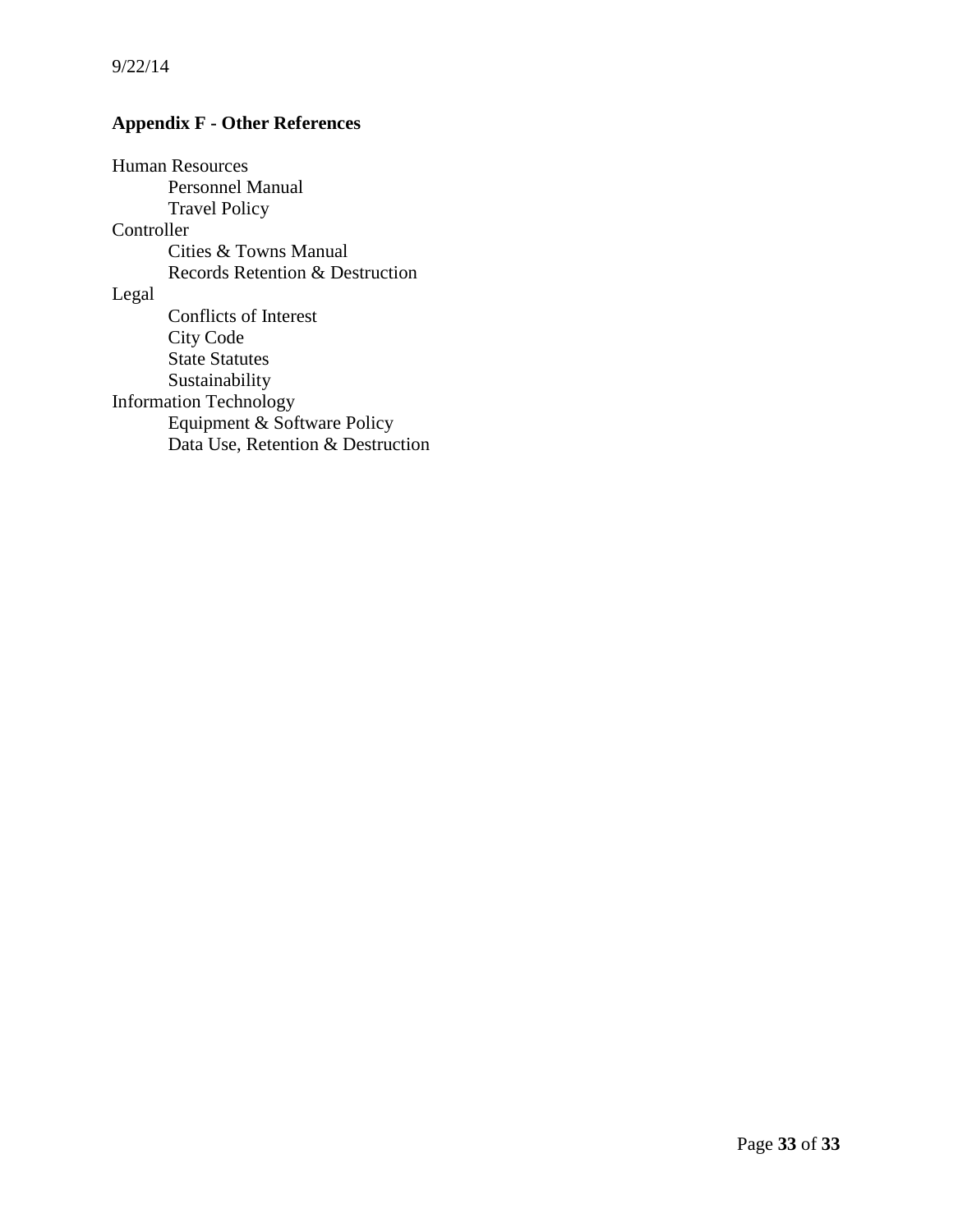## Appendix F - Other References

Human Resources
- Personnel Manual
- Travel Policy

Controller
- Cities & Towns Manual
- Records Retention & Destruction

Legal
- Conflicts of Interest
- City Code
- State Statutes
- Sustainability

Information Technology
- Equipment & Software Policy
- Data Use, Retention & Destruction